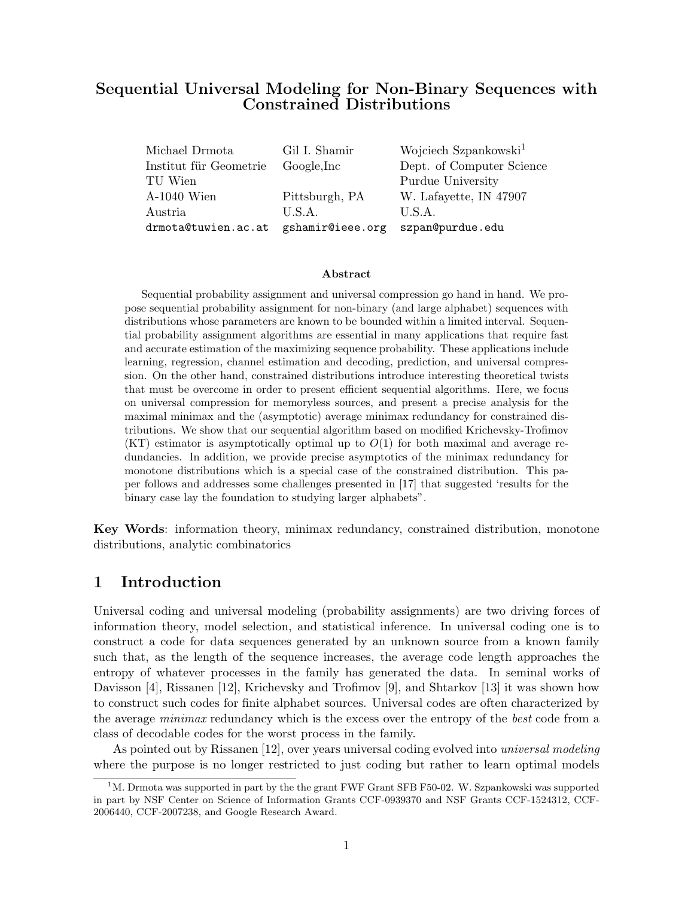# Sequential Universal Modeling for Non-Binary Sequences with Constrained Distributions

Michael Drmota
Institut für Geometrie
TU Wien
A-1040 Wien
Austria
drmota@tuwien.ac.at

Gil I. Shamir
Google,Inc
Pittsburgh, PA
U.S.A.
gshamir@ieee.org

Wojciech Szpankowski[1]
Dept. of Computer Science
Purdue University
W. Lafayette, IN 47907
U.S.A.
szpan@purdue.edu

### Abstract

Sequential probability assignment and universal compression go hand in hand. We propose sequential probability assignment for non-binary (and large alphabet) sequences with distributions whose parameters are known to be bounded within a limited interval. Sequential probability assignment algorithms are essential in many applications that require fast and accurate estimation of the maximizing sequence probability. These applications include learning, regression, channel estimation and decoding, prediction, and universal compression. On the other hand, constrained distributions introduce interesting theoretical twists that must be overcome in order to present efficient sequential algorithms. Here, we focus on universal compression for memoryless sources, and present a precise analysis for the maximal minimax and the (asymptotic) average minimax redundancy for constrained distributions. We show that our sequential algorithm based on modified Krichevsky-Trofimov (KT) estimator is asymptotically optimal up to $O(1)$ for both maximal and average redundancies. In addition, we provide precise asymptotics of the minimax redundancy for monotone distributions which is a special case of the constrained distribution. This paper follows and addresses some challenges presented in [17] that suggested 'results for the binary case lay the foundation to studying larger alphabets".

**Key Words**: information theory, minimax redundancy, constrained distribution, monotone distributions, analytic combinatorics

## 1 Introduction

Universal coding and universal modeling (probability assignments) are two driving forces of information theory, model selection, and statistical inference. In universal coding one is to construct a code for data sequences generated by an unknown source from a known family such that, as the length of the sequence increases, the average code length approaches the entropy of whatever processes in the family has generated the data. In seminal works of Davisson [4], Rissanen [12], Krichevsky and Trofimov [9], and Shtarkov [13] it was shown how to construct such codes for finite alphabet sources. Universal codes are often characterized by the average *minimax* redundancy which is the excess over the entropy of the *best* code from a class of decodable codes for the worst process in the family.

As pointed out by Rissanen [12], over years universal coding evolved into *universal modeling* where the purpose is no longer restricted to just coding but rather to learn optimal models

---

[1] M. Drmota was supported in part by the the grant FWF Grant SFB F50-02. W. Szpankowski was supported in part by NSF Center on Science of Information Grants CCF-0939370 and NSF Grants CCF-1524312, CCF-2006440, CCF-2007238, and Google Research Award.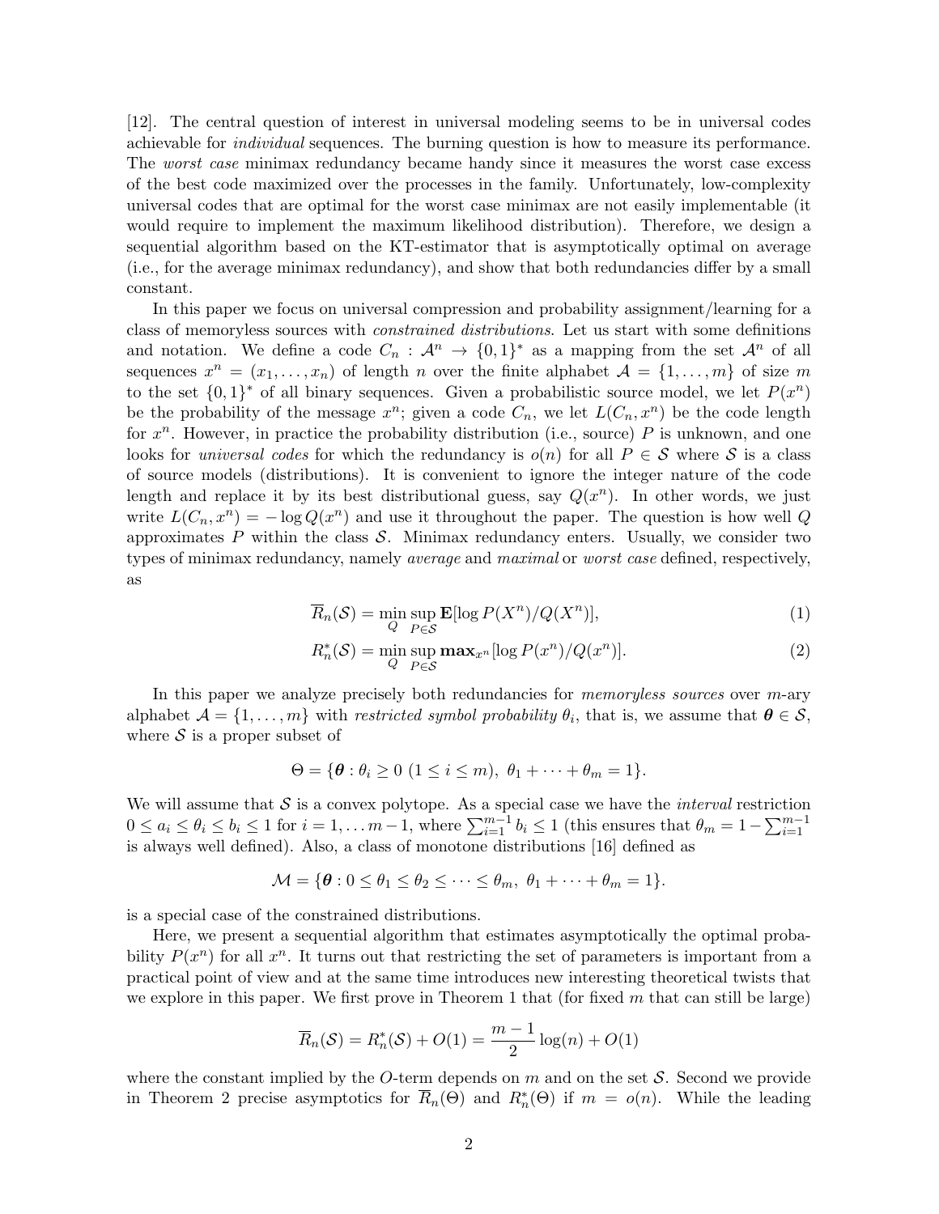[12]. The central question of interest in universal modeling seems to be in universal codes achievable for *individual* sequences. The burning question is how to measure its performance. The *worst case* minimax redundancy became handy since it measures the worst case excess of the best code maximized over the processes in the family. Unfortunately, low-complexity universal codes that are optimal for the worst case minimax are not easily implementable (it would require to implement the maximum likelihood distribution). Therefore, we design a sequential algorithm based on the KT-estimator that is asymptotically optimal on average (i.e., for the average minimax redundancy), and show that both redundancies differ by a small constant.

In this paper we focus on universal compression and probability assignment/learning for a class of memoryless sources with *constrained distributions*. Let us start with some definitions and notation. We define a code $C_n : \mathcal{A}^n \to \{0,1\}^*$ as a mapping from the set $\mathcal{A}^n$ of all sequences $x^n = (x_1, \ldots, x_n)$ of length $n$ over the finite alphabet $\mathcal{A} = \{1, \ldots, m\}$ of size $m$ to the set $\{0,1\}^*$ of all binary sequences. Given a probabilistic source model, we let $P(x^n)$ be the probability of the message $x^n$; given a code $C_n$, we let $L(C_n, x^n)$ be the code length for $x^n$. However, in practice the probability distribution (i.e., source) $P$ is unknown, and one looks for *universal codes* for which the redundancy is $o(n)$ for all $P \in \mathcal{S}$ where $\mathcal{S}$ is a class of source models (distributions). It is convenient to ignore the integer nature of the code length and replace it by its best distributional guess, say $Q(x^n)$. In other words, we just write $L(C_n, x^n) = -\log Q(x^n)$ and use it throughout the paper. The question is how well $Q$ approximates $P$ within the class $\mathcal{S}$. Minimax redundancy enters. Usually, we consider two types of minimax redundancy, namely *average* and *maximal* or *worst case* defined, respectively, as

$$\overline{R}_n(\mathcal{S}) = \min_Q \sup_{P \in \mathcal{S}} \mathbf{E}[\log P(X^n)/Q(X^n)], \tag{1}$$

$$R_n^*(\mathcal{S}) = \min_Q \sup_{P \in \mathcal{S}} \mathbf{max}_{x^n}[\log P(x^n)/Q(x^n)]. \tag{2}$$

In this paper we analyze precisely both redundancies for *memoryless sources* over $m$-ary alphabet $\mathcal{A} = \{1, \ldots, m\}$ with *restricted symbol probability* $\theta_i$, that is, we assume that $\boldsymbol{\theta} \in \mathcal{S}$, where $\mathcal{S}$ is a proper subset of

$$\Theta = \{\boldsymbol{\theta} : \theta_i \geq 0 \ (1 \leq i \leq m), \ \theta_1 + \cdots + \theta_m = 1\}.$$

We will assume that $\mathcal{S}$ is a convex polytope. As a special case we have the *interval* restriction $0 \leq a_i \leq \theta_i \leq b_i \leq 1$ for $i = 1, \ldots m-1$, where $\sum_{i=1}^{m-1} b_i \leq 1$ (this ensures that $\theta_m = 1 - \sum_{i=1}^{m-1}$ is always well defined). Also, a class of monotone distributions [16] defined as

$$\mathcal{M} = \{\boldsymbol{\theta} : 0 \leq \theta_1 \leq \theta_2 \leq \cdots \leq \theta_m, \ \theta_1 + \cdots + \theta_m = 1\}.$$

is a special case of the constrained distributions.

Here, we present a sequential algorithm that estimates asymptotically the optimal probability $P(x^n)$ for all $x^n$. It turns out that restricting the set of parameters is important from a practical point of view and at the same time introduces new interesting theoretical twists that we explore in this paper. We first prove in Theorem 1 that (for fixed $m$ that can still be large)

$$\overline{R}_n(\mathcal{S}) = R_n^*(\mathcal{S}) + O(1) = \frac{m-1}{2}\log(n) + O(1)$$

where the constant implied by the $O$-term depends on $m$ and on the set $\mathcal{S}$. Second we provide in Theorem 2 precise asymptotics for $\overline{R}_n(\Theta)$ and $R_n^*(\Theta)$ if $m = o(n)$. While the leading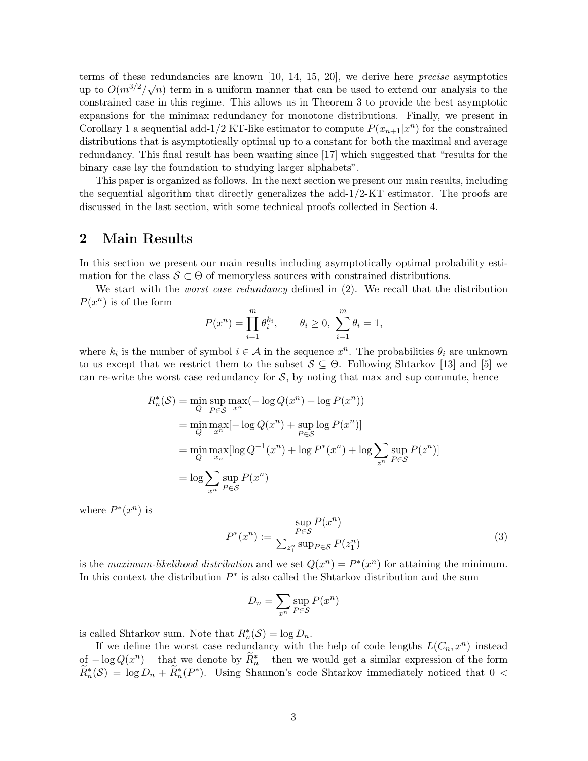terms of these redundancies are known [10, 14, 15, 20], we derive here *precise* asymptotics up to $O(m^{3/2}/\sqrt{n})$ term in a uniform manner that can be used to extend our analysis to the constrained case in this regime. This allows us in Theorem 3 to provide the best asymptotic expansions for the minimax redundancy for monotone distributions. Finally, we present in Corollary 1 a sequential add-1/2 KT-like estimator to compute $P(x_{n+1}|x^n)$ for the constrained distributions that is asymptotically optimal up to a constant for both the maximal and average redundancy. This final result has been wanting since [17] which suggested that "results for the binary case lay the foundation to studying larger alphabets".

This paper is organized as follows. In the next section we present our main results, including the sequential algorithm that directly generalizes the add-1/2-KT estimator. The proofs are discussed in the last section, with some technical proofs collected in Section 4.

## 2 Main Results

In this section we present our main results including asymptotically optimal probability estimation for the class $\mathcal{S} \subset \Theta$ of memoryless sources with constrained distributions.

We start with the *worst case redundancy* defined in (2). We recall that the distribution $P(x^n)$ is of the form

$$P(x^n) = \prod_{i=1}^{m} \theta_i^{k_i}, \qquad \theta_i \geq 0, \ \sum_{i=1}^{m} \theta_i = 1,$$

where $k_i$ is the number of symbol $i \in \mathcal{A}$ in the sequence $x^n$. The probabilities $\theta_i$ are unknown to us except that we restrict them to the subset $\mathcal{S} \subseteq \Theta$. Following Shtarkov [13] and [5] we can re-write the worst case redundancy for $\mathcal{S}$, by noting that max and sup commute, hence

$$\begin{aligned}
R_n^*(\mathcal{S}) &= \min_{Q} \sup_{P \in \mathcal{S}} \max_{x^n} (-\log Q(x^n) + \log P(x^n)) \\
&= \min_{Q} \max_{x^n} [-\log Q(x^n) + \sup_{P \in \mathcal{S}} \log P(x^n)] \\
&= \min_{Q} \max_{x_n} [\log Q^{-1}(x^n) + \log P^*(x^n) + \log \sum_{z^n} \sup_{P \in \mathcal{S}} P(z^n)] \\
&= \log \sum_{x^n} \sup_{P \in \mathcal{S}} P(x^n)
\end{aligned}$$

where $P^*(x^n)$ is

$$P^*(x^n) := \frac{\sup_{P \in \mathcal{S}} P(x^n)}{\sum_{z_1^n} \sup_{P \in \mathcal{S}} P(z_1^n)} \tag{3}$$

is the *maximum-likelihood distribution* and we set $Q(x^n) = P^*(x^n)$ for attaining the minimum. In this context the distribution $P^*$ is also called the Shtarkov distribution and the sum

$$D_n = \sum_{x^n} \sup_{P \in \mathcal{S}} P(x^n)$$

is called Shtarkov sum. Note that $R_n^*(\mathcal{S}) = \log D_n$.

If we define the worst case redundancy with the help of code lengths $L(C_n, x^n)$ instead of $-\log Q(x^n)$ – that we denote by $\widetilde{R}_n^*$ – then we would get a similar expression of the form $\widetilde{R}_n^*(\mathcal{S}) = \log D_n + \widetilde{R}_n^*(P^*)$. Using Shannon's code Shtarkov immediately noticed that $0 <$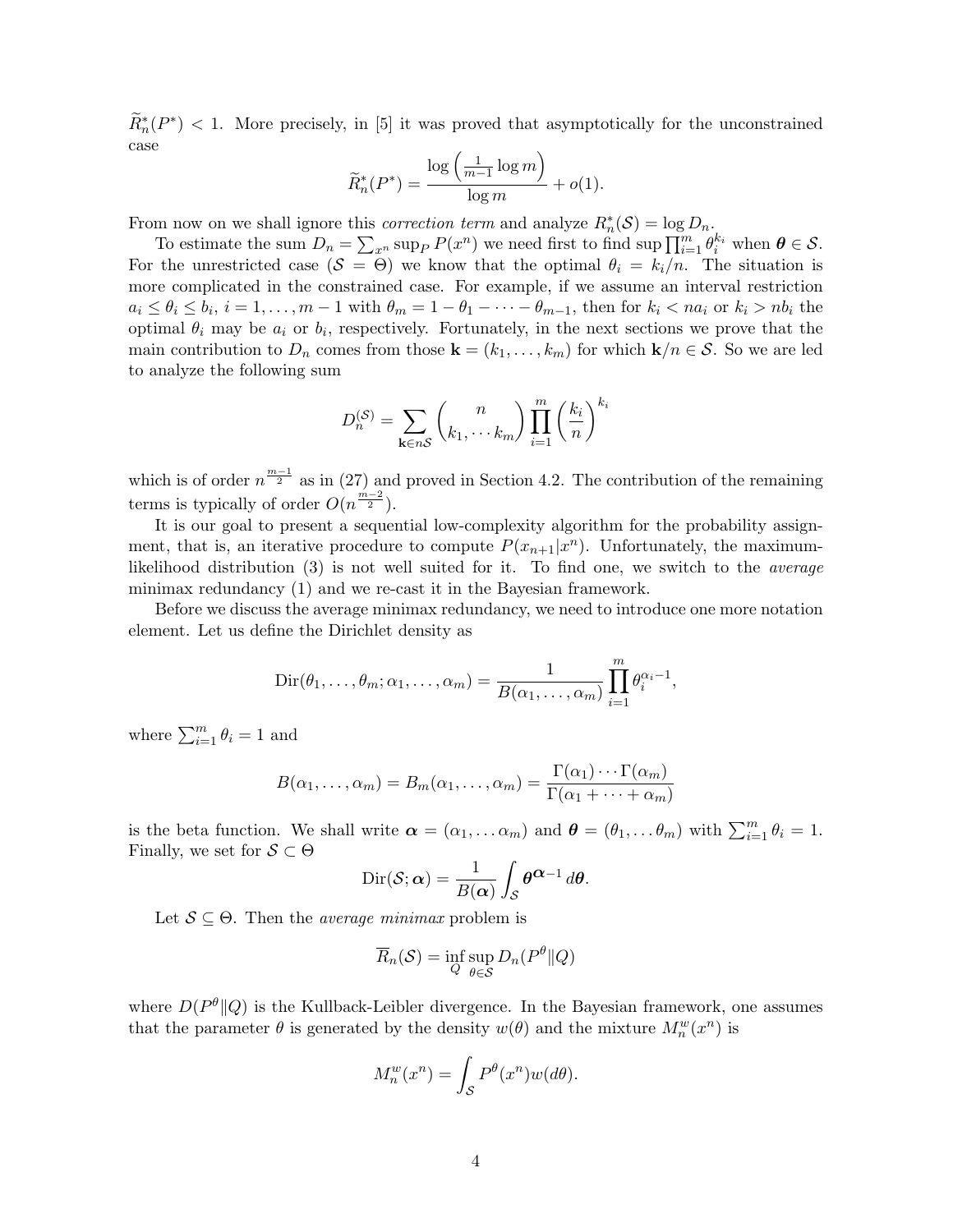$\widetilde{R}^*_n(P^*) < 1$. More precisely, in [5] it was proved that asymptotically for the unconstrained case

$$\widetilde{R}^*_n(P^*) = \frac{\log\left(\frac{1}{m-1}\log m\right)}{\log m} + o(1).$$

From now on we shall ignore this *correction term* and analyze $R^*_n(\mathcal{S}) = \log D_n$.

To estimate the sum $D_n = \sum_{x^n} \sup_P P(x^n)$ we need first to find $\sup \prod_{i=1}^m \theta_i^{k_i}$ when $\boldsymbol{\theta} \in \mathcal{S}$. For the unrestricted case ($\mathcal{S} = \Theta$) we know that the optimal $\theta_i = k_i/n$. The situation is more complicated in the constrained case. For example, if we assume an interval restriction $a_i \le \theta_i \le b_i$, $i = 1, \ldots, m-1$ with $\theta_m = 1 - \theta_1 - \cdots - \theta_{m-1}$, then for $k_i < na_i$ or $k_i > nb_i$ the optimal $\theta_i$ may be $a_i$ or $b_i$, respectively. Fortunately, in the next sections we prove that the main contribution to $D_n$ comes from those $\mathbf{k} = (k_1, \ldots, k_m)$ for which $\mathbf{k}/n \in \mathcal{S}$. So we are led to analyze the following sum

$$D_n^{(\mathcal{S})} = \sum_{\mathbf{k} \in n\mathcal{S}} \binom{n}{k_1, \cdots k_m} \prod_{i=1}^m \left(\frac{k_i}{n}\right)^{k_i}$$

which is of order $n^{\frac{m-1}{2}}$ as in (27) and proved in Section 4.2. The contribution of the remaining terms is typically of order $O(n^{\frac{m-2}{2}})$.

It is our goal to present a sequential low-complexity algorithm for the probability assignment, that is, an iterative procedure to compute $P(x_{n+1}|x^n)$. Unfortunately, the maximum-likelihood distribution (3) is not well suited for it. To find one, we switch to the *average* minimax redundancy (1) and we re-cast it in the Bayesian framework.

Before we discuss the average minimax redundancy, we need to introduce one more notation element. Let us define the Dirichlet density as

$$\mathrm{Dir}(\theta_1, \ldots, \theta_m; \alpha_1, \ldots, \alpha_m) = \frac{1}{B(\alpha_1, \ldots, \alpha_m)} \prod_{i=1}^m \theta_i^{\alpha_i - 1},$$

where $\sum_{i=1}^m \theta_i = 1$ and

$$B(\alpha_1, \ldots, \alpha_m) = B_m(\alpha_1, \ldots, \alpha_m) = \frac{\Gamma(\alpha_1) \cdots \Gamma(\alpha_m)}{\Gamma(\alpha_1 + \cdots + \alpha_m)}$$

is the beta function. We shall write $\boldsymbol{\alpha} = (\alpha_1, \ldots \alpha_m)$ and $\boldsymbol{\theta} = (\theta_1, \ldots \theta_m)$ with $\sum_{i=1}^m \theta_i = 1$. Finally, we set for $\mathcal{S} \subset \Theta$

$$\mathrm{Dir}(\mathcal{S}; \boldsymbol{\alpha}) = \frac{1}{B(\boldsymbol{\alpha})} \int_{\mathcal{S}} \boldsymbol{\theta}^{\boldsymbol{\alpha} - 1} \, d\boldsymbol{\theta}.$$

Let $\mathcal{S} \subseteq \Theta$. Then the *average minimax* problem is

$$\overline{R}_n(\mathcal{S}) = \inf_Q \sup_{\theta \in \mathcal{S}} D_n(P^\theta \| Q)$$

where $D(P^\theta \| Q)$ is the Kullback-Leibler divergence. In the Bayesian framework, one assumes that the parameter $\theta$ is generated by the density $w(\theta)$ and the mixture $M_n^w(x^n)$ is

$$M_n^w(x^n) = \int_{\mathcal{S}} P^\theta(x^n) w(d\theta).$$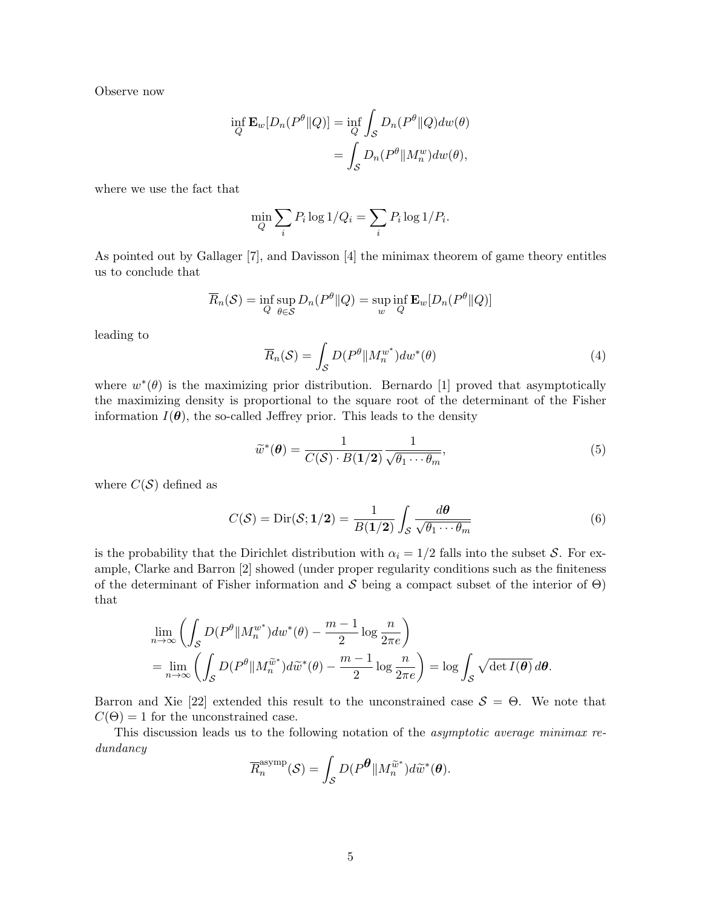Observe now

$$
\begin{aligned}
\inf_Q \mathbf{E}_w[D_n(P^\theta \| Q)] &= \inf_Q \int_{\mathcal{S}} D_n(P^\theta \| Q) dw(\theta) \\
&= \int_{\mathcal{S}} D_n(P^\theta \| M_n^w) dw(\theta),
\end{aligned}
$$

where we use the fact that

$$
\min_Q \sum_i P_i \log 1/Q_i = \sum_i P_i \log 1/P_i.
$$

As pointed out by Gallager [7], and Davisson [4] the minimax theorem of game theory entitles us to conclude that

$$
\overline{R}_n(\mathcal{S}) = \inf_Q \sup_{\theta \in \mathcal{S}} D_n(P^\theta \| Q) = \sup_w \inf_Q \mathbf{E}_w[D_n(P^\theta \| Q)]
$$

leading to

$$
\overline{R}_n(\mathcal{S}) = \int_{\mathcal{S}} D(P^\theta \| M_n^{w^*}) dw^*(\theta) \tag{4}
$$

where $w^*(\theta)$ is the maximizing prior distribution. Bernardo [1] proved that asymptotically the maximizing density is proportional to the square root of the determinant of the Fisher information $I(\boldsymbol{\theta})$, the so-called Jeffrey prior. This leads to the density

$$
\widetilde{w}^*(\boldsymbol{\theta}) = \frac{1}{C(\mathcal{S}) \cdot B(\mathbf{1/2})} \frac{1}{\sqrt{\theta_1 \cdots \theta_m}}, \tag{5}
$$

where $C(\mathcal{S})$ defined as

$$
C(\mathcal{S}) = \mathrm{Dir}(\mathcal{S}; \mathbf{1/2}) = \frac{1}{B(\mathbf{1/2})} \int_{\mathcal{S}} \frac{d\boldsymbol{\theta}}{\sqrt{\theta_1 \cdots \theta_m}} \tag{6}
$$

is the probability that the Dirichlet distribution with $\alpha_i = 1/2$ falls into the subset $\mathcal{S}$. For example, Clarke and Barron [2] showed (under proper regularity conditions such as the finiteness of the determinant of Fisher information and $\mathcal{S}$ being a compact subset of the interior of $\Theta$) that

$$
\begin{aligned}
&\lim_{n \to \infty} \left( \int_{\mathcal{S}} D(P^\theta \| M_n^{w^*}) dw^*(\theta) - \frac{m-1}{2} \log \frac{n}{2\pi e} \right) \\
&= \lim_{n \to \infty} \left( \int_{\mathcal{S}} D(P^\theta \| M_n^{\widetilde{w}^*}) d\widetilde{w}^*(\theta) - \frac{m-1}{2} \log \frac{n}{2\pi e} \right) = \log \int_{\mathcal{S}} \sqrt{\det I(\boldsymbol{\theta})}\, d\boldsymbol{\theta}.
\end{aligned}
$$

Barron and Xie [22] extended this result to the unconstrained case $\mathcal{S} = \Theta$. We note that $C(\Theta) = 1$ for the unconstrained case.

This discussion leads us to the following notation of the *asymptotic average minimax redundancy*

$$
\overline{R}_n^{\mathrm{asymp}}(\mathcal{S}) = \int_{\mathcal{S}} D(P^{\boldsymbol{\theta}} \| M_n^{\widetilde{w}^*}) d\widetilde{w}^*(\boldsymbol{\theta}).
$$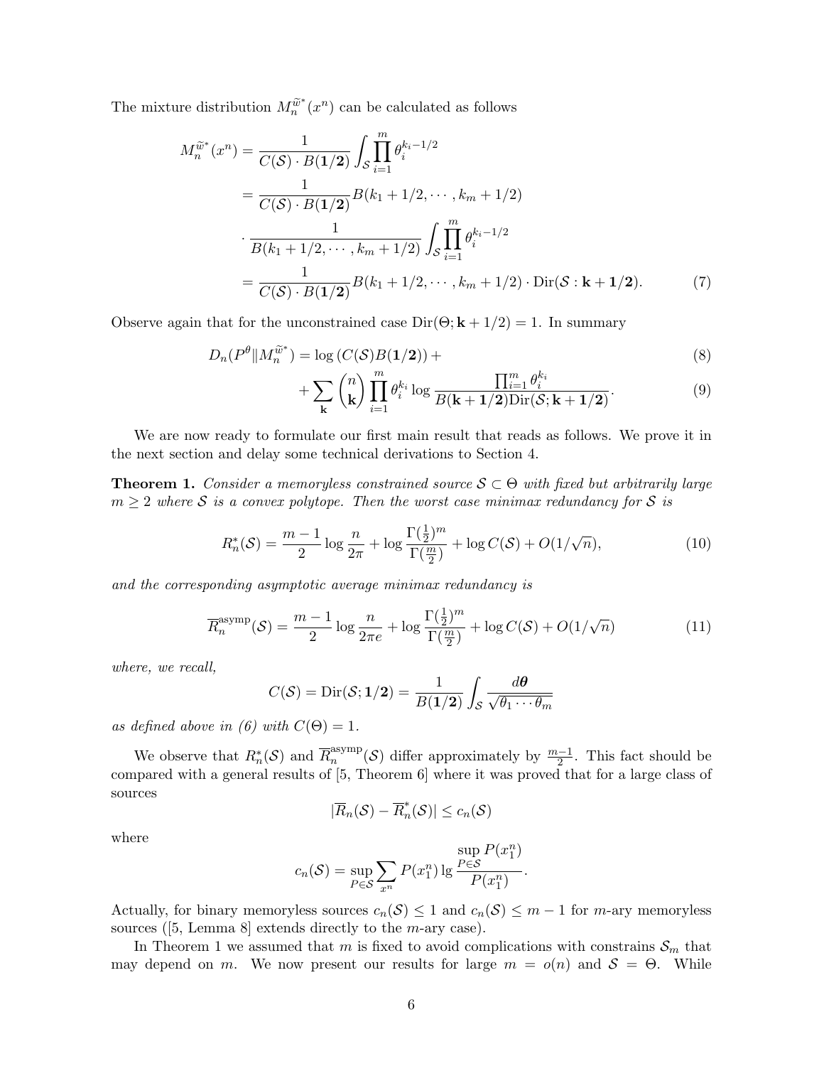The mixture distribution $M_n^{\widetilde{w}^*}(x^n)$ can be calculated as follows

$$
\begin{aligned}
M_n^{\widetilde{w}^*}(x^n) &= \frac{1}{C(\mathcal{S}) \cdot B(\mathbf{1/2})} \int_{\mathcal{S}} \prod_{i=1}^{m} \theta_i^{k_i - 1/2} \\
&= \frac{1}{C(\mathcal{S}) \cdot B(\mathbf{1/2})} B(k_1 + 1/2, \cdots, k_m + 1/2) \\
&\cdot \frac{1}{B(k_1 + 1/2, \cdots, k_m + 1/2)} \int_{\mathcal{S}} \prod_{i=1}^{m} \theta_i^{k_i - 1/2} \\
&= \frac{1}{C(\mathcal{S}) \cdot B(\mathbf{1/2})} B(k_1 + 1/2, \cdots, k_m + 1/2) \cdot \mathrm{Dir}(\mathcal{S} : \mathbf{k} + \mathbf{1/2}). \qquad (7)
\end{aligned}
$$

Observe again that for the unconstrained case $\mathrm{Dir}(\Theta; \mathbf{k} + 1/2) = 1$. In summary

$$
D_n(P^\theta \| M_n^{\widetilde{w}^*}) = \log \left( C(\mathcal{S}) B(\mathbf{1/2}) \right) + \qquad (8)
$$

$$
+ \sum_{\mathbf{k}} \binom{n}{\mathbf{k}} \prod_{i=1}^{m} \theta_i^{k_i} \log \frac{\prod_{i=1}^{m} \theta_i^{k_i}}{B(\mathbf{k} + \mathbf{1/2}) \mathrm{Dir}(\mathcal{S}; \mathbf{k} + \mathbf{1/2})}. \qquad (9)
$$

We are now ready to formulate our first main result that reads as follows. We prove it in the next section and delay some technical derivations to Section 4.

**Theorem 1.** *Consider a memoryless constrained source $\mathcal{S} \subset \Theta$ with fixed but arbitrarily large $m \geq 2$ where $\mathcal{S}$ is a convex polytope. Then the worst case minimax redundancy for $\mathcal{S}$ is*

$$
R_n^*(\mathcal{S}) = \frac{m-1}{2} \log \frac{n}{2\pi} + \log \frac{\Gamma(\frac{1}{2})^m}{\Gamma(\frac{m}{2})} + \log C(\mathcal{S}) + O(1/\sqrt{n}), \qquad (10)
$$

*and the corresponding asymptotic average minimax redundancy is*

$$
\overline{R}_n^{\mathrm{asymp}}(\mathcal{S}) = \frac{m-1}{2} \log \frac{n}{2\pi e} + \log \frac{\Gamma(\frac{1}{2})^m}{\Gamma(\frac{m}{2})} + \log C(\mathcal{S}) + O(1/\sqrt{n}) \qquad (11)
$$

*where, we recall,*

$$
C(\mathcal{S}) = \mathrm{Dir}(\mathcal{S}; \mathbf{1/2}) = \frac{1}{B(\mathbf{1/2})} \int_{\mathcal{S}} \frac{d\boldsymbol{\theta}}{\sqrt{\theta_1 \cdots \theta_m}}
$$

*as defined above in (6) with $C(\Theta) = 1$.*

We observe that $R_n^*(\mathcal{S})$ and $\overline{R}_n^{\mathrm{asymp}}(\mathcal{S})$ differ approximately by $\frac{m-1}{2}$. This fact should be compared with a general results of [5, Theorem 6] where it was proved that for a large class of sources

$$
|\overline{R}_n(\mathcal{S}) - \overline{R}_n^*(\mathcal{S})| \leq c_n(\mathcal{S})
$$

where

$$
c_n(\mathcal{S}) = \sup_{P \in \mathcal{S}} \sum_{x^n} P(x_1^n) \lg \frac{\sup_{P \in \mathcal{S}} P(x_1^n)}{P(x_1^n)}.
$$

Actually, for binary memoryless sources $c_n(\mathcal{S}) \leq 1$ and $c_n(\mathcal{S}) \leq m - 1$ for $m$-ary memoryless sources ([5, Lemma 8] extends directly to the $m$-ary case).

In Theorem 1 we assumed that $m$ is fixed to avoid complications with constrains $\mathcal{S}_m$ that may depend on $m$. We now present our results for large $m = o(n)$ and $\mathcal{S} = \Theta$. While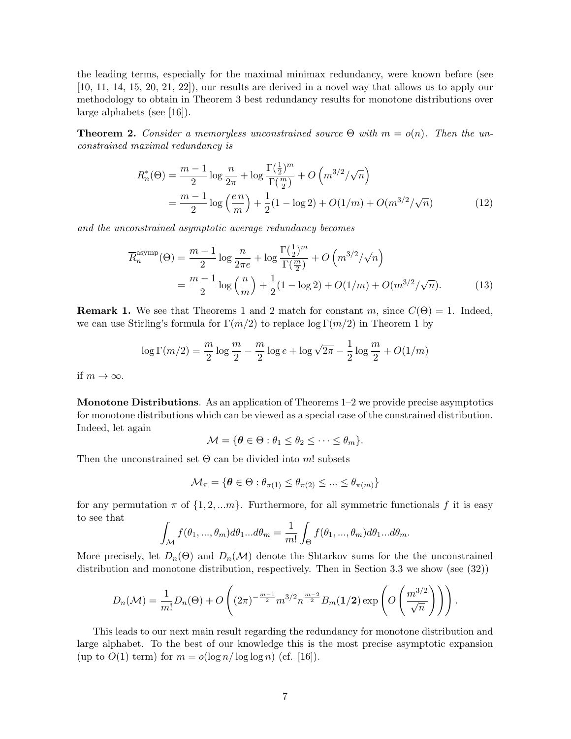the leading terms, especially for the maximal minimax redundancy, were known before (see [10, 11, 14, 15, 20, 21, 22]), our results are derived in a novel way that allows us to apply our methodology to obtain in Theorem 3 best redundancy results for monotone distributions over large alphabets (see [16]).

**Theorem 2.** *Consider a memoryless unconstrained source* $\Theta$ *with* $m = o(n)$*. Then the unconstrained maximal redundancy is*

$$
\begin{aligned}
R_n^*(\Theta) &= \frac{m-1}{2}\log\frac{n}{2\pi} + \log\frac{\Gamma(\frac{1}{2})^m}{\Gamma(\frac{m}{2})} + O\left(m^{3/2}/\sqrt{n}\right) \\
&= \frac{m-1}{2}\log\left(\frac{e\,n}{m}\right) + \frac{1}{2}(1-\log 2) + O(1/m) + O(m^{3/2}/\sqrt{n}) \qquad (12)
\end{aligned}
$$

*and the unconstrained asymptotic average redundancy becomes*

$$
\begin{aligned}
\overline{R}_n^{\mathrm{asymp}}(\Theta) &= \frac{m-1}{2}\log\frac{n}{2\pi e} + \log\frac{\Gamma(\frac{1}{2})^m}{\Gamma(\frac{m}{2})} + O\left(m^{3/2}/\sqrt{n}\right) \\
&= \frac{m-1}{2}\log\left(\frac{n}{m}\right) + \frac{1}{2}(1-\log 2) + O(1/m) + O(m^{3/2}/\sqrt{n}). \qquad (13)
\end{aligned}
$$

**Remark 1.** We see that Theorems 1 and 2 match for constant $m$, since $C(\Theta) = 1$. Indeed, we can use Stirling's formula for $\Gamma(m/2)$ to replace $\log\Gamma(m/2)$ in Theorem 1 by

$$
\log\Gamma(m/2) = \frac{m}{2}\log\frac{m}{2} - \frac{m}{2}\log e + \log\sqrt{2\pi} - \frac{1}{2}\log\frac{m}{2} + O(1/m)
$$

if $m \to \infty$.

**Monotone Distributions**. As an application of Theorems 1–2 we provide precise asymptotics for monotone distributions which can be viewed as a special case of the constrained distribution. Indeed, let again

$$
\mathcal{M} = \{\boldsymbol{\theta} \in \Theta : \theta_1 \le \theta_2 \le \cdots \le \theta_m\}.
$$

Then the unconstrained set $\Theta$ can be divided into $m!$ subsets

$$
\mathcal{M}_\pi = \{\boldsymbol{\theta} \in \Theta : \theta_{\pi(1)} \le \theta_{\pi(2)} \le \ldots \le \theta_{\pi(m)}\}
$$

for any permutation $\pi$ of $\{1, 2, \ldots m\}$. Furthermore, for all symmetric functionals $f$ it is easy to see that

$$
\int_{\mathcal{M}} f(\theta_1, \ldots, \theta_m) d\theta_1 \ldots d\theta_m = \frac{1}{m!}\int_{\Theta} f(\theta_1, \ldots, \theta_m) d\theta_1 \ldots d\theta_m.
$$

More precisely, let $D_n(\Theta)$ and $D_n(\mathcal{M})$ denote the Shtarkov sums for the the unconstrained distribution and monotone distribution, respectively. Then in Section 3.3 we show (see (32))

$$
D_n(\mathcal{M}) = \frac{1}{m!}D_n(\Theta) + O\left((2\pi)^{-\frac{m-1}{2}} m^{3/2} n^{\frac{m-2}{2}} B_m(\mathbf{1/2}) \exp\left(O\left(\frac{m^{3/2}}{\sqrt{n}}\right)\right)\right).
$$

This leads to our next main result regarding the redundancy for monotone distribution and large alphabet. To the best of our knowledge this is the most precise asymptotic expansion (up to $O(1)$ term) for $m = o(\log n/\log\log n)$ (cf. [16]).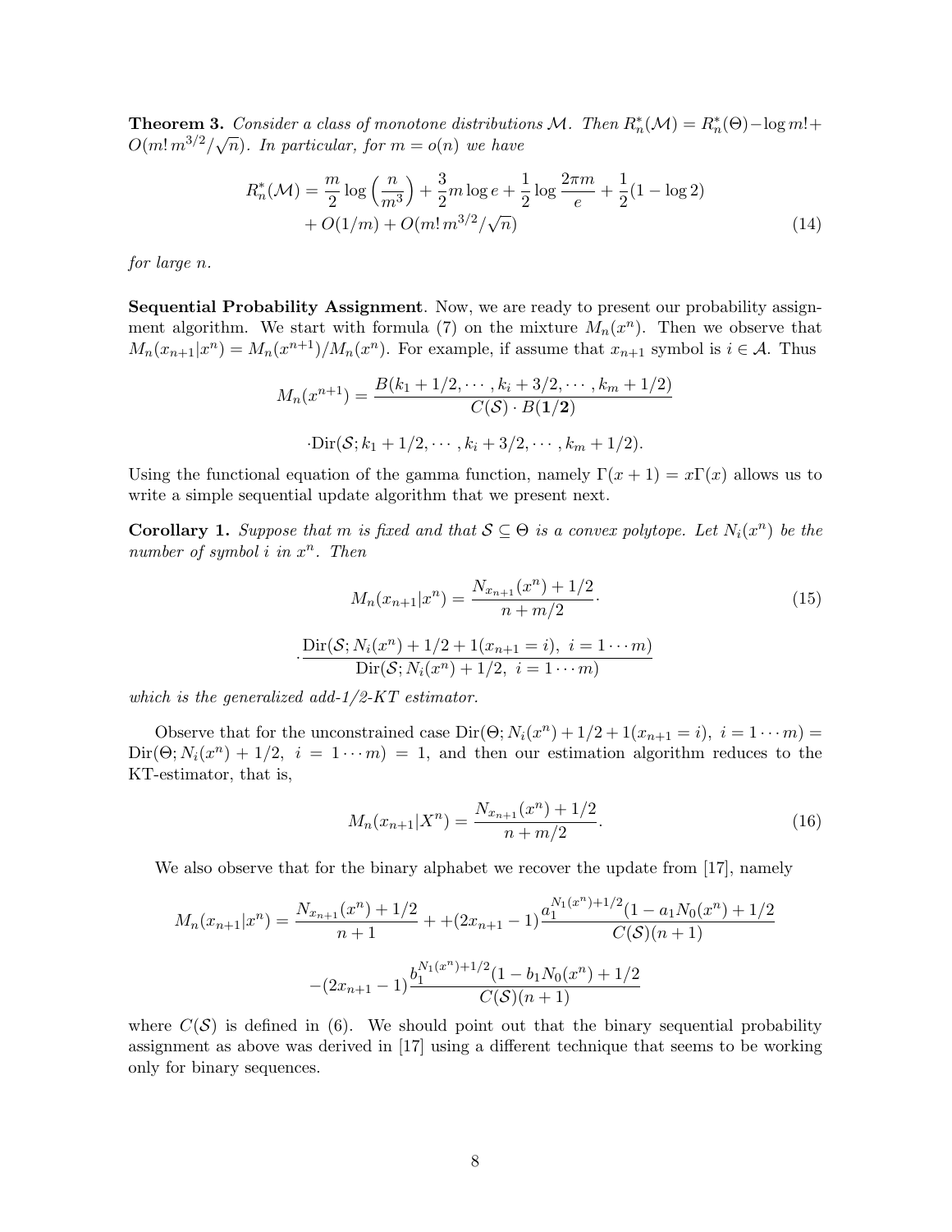**Theorem 3.** *Consider a class of monotone distributions $\mathcal{M}$. Then $R_n^*(\mathcal{M}) = R_n^*(\Theta) - \log m! + O(m!\, m^{3/2}/\sqrt{n})$. In particular, for $m = o(n)$ we have*

$$
\begin{aligned}
R_n^*(\mathcal{M}) = \frac{m}{2}\log\left(\frac{n}{m^3}\right) + \frac{3}{2} m \log e + \frac{1}{2}\log\frac{2\pi m}{e} + \frac{1}{2}(1-\log 2) \\
+ O(1/m) + O(m!\, m^{3/2}/\sqrt{n})
\end{aligned}
\tag{14}
$$

*for large $n$.*

**Sequential Probability Assignment**. Now, we are ready to present our probability assignment algorithm. We start with formula (7) on the mixture $M_n(x^n)$. Then we observe that $M_n(x_{n+1}|x^n) = M_n(x^{n+1})/M_n(x^n)$. For example, if assume that $x_{n+1}$ symbol is $i \in \mathcal{A}$. Thus

$$
M_n(x^{n+1}) = \frac{B(k_1+1/2, \cdots, k_i+3/2, \cdots, k_m+1/2)}{C(\mathcal{S}) \cdot B(\mathbf{1/2})}
$$

$$
\cdot \mathrm{Dir}(\mathcal{S}; k_1+1/2, \cdots, k_i+3/2, \cdots, k_m+1/2).
$$

Using the functional equation of the gamma function, namely $\Gamma(x+1) = x\Gamma(x)$ allows us to write a simple sequential update algorithm that we present next.

**Corollary 1.** *Suppose that $m$ is fixed and that $\mathcal{S} \subseteq \Theta$ is a convex polytope. Let $N_i(x^n)$ be the number of symbol $i$ in $x^n$. Then*

$$
M_n(x_{n+1}|x^n) = \frac{N_{x_{n+1}}(x^n) + 1/2}{n + m/2} \cdot
\tag{15}
$$

$$
\cdot \frac{\mathrm{Dir}(\mathcal{S}; N_i(x^n) + 1/2 + 1(x_{n+1} = i),\ i = 1 \cdots m)}{\mathrm{Dir}(\mathcal{S}; N_i(x^n) + 1/2,\ i = 1 \cdots m)}
$$

*which is the generalized add-1/2-KT estimator.*

Observe that for the unconstrained case $\mathrm{Dir}(\Theta; N_i(x^n) + 1/2 + 1(x_{n+1} = i),\ i = 1 \cdots m) = \mathrm{Dir}(\Theta; N_i(x^n) + 1/2,\ i = 1 \cdots m) = 1$, and then our estimation algorithm reduces to the KT-estimator, that is,

$$
M_n(x_{n+1}|X^n) = \frac{N_{x_{n+1}}(x^n) + 1/2}{n + m/2}.
\tag{16}
$$

We also observe that for the binary alphabet we recover the update from [17], namely

$$
M_n(x_{n+1}|x^n) = \frac{N_{x_{n+1}}(x^n) + 1/2}{n+1} + +(2x_{n+1} - 1)\frac{a_1^{N_1(x^n)+1/2}(1 - a_1 N_0(x^n) + 1/2}{C(\mathcal{S})(n+1)}
$$

$$
-(2x_{n+1} - 1)\frac{b_1^{N_1(x^n)+1/2}(1 - b_1 N_0(x^n) + 1/2}{C(\mathcal{S})(n+1)}
$$

where $C(\mathcal{S})$ is defined in (6). We should point out that the binary sequential probability assignment as above was derived in [17] using a different technique that seems to be working only for binary sequences.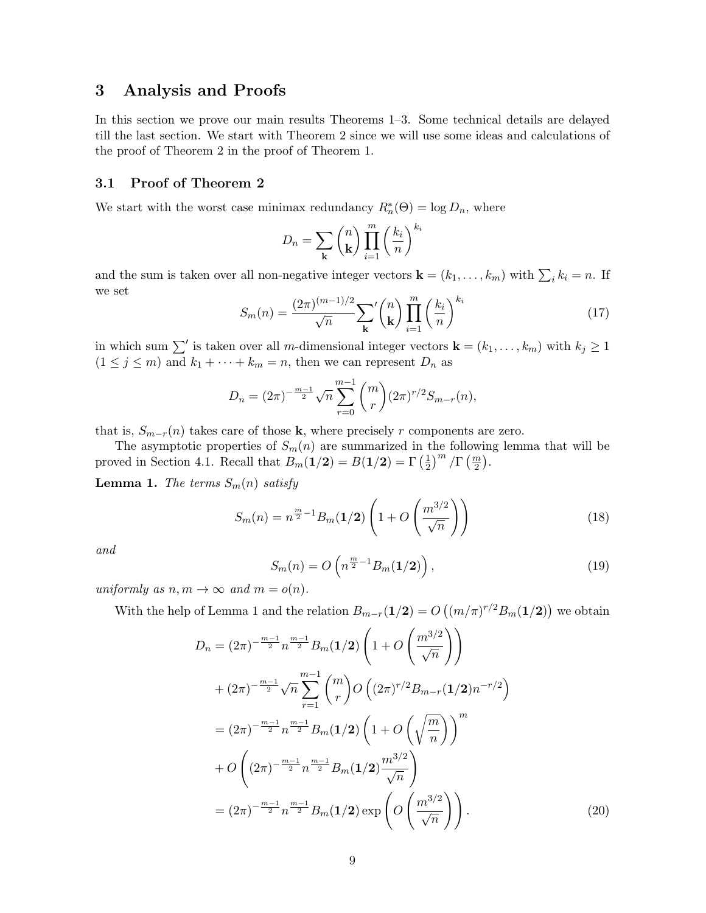## 3 Analysis and Proofs

In this section we prove our main results Theorems 1–3. Some technical details are delayed till the last section. We start with Theorem 2 since we will use some ideas and calculations of the proof of Theorem 2 in the proof of Theorem 1.

### 3.1 Proof of Theorem 2

We start with the worst case minimax redundancy $R_n^*(\Theta) = \log D_n$, where

$$D_n = \sum_{\mathbf{k}} \binom{n}{\mathbf{k}} \prod_{i=1}^{m} \left(\frac{k_i}{n}\right)^{k_i}$$

and the sum is taken over all non-negative integer vectors $\mathbf{k} = (k_1, \ldots, k_m)$ with $\sum_i k_i = n$. If we set

$$S_m(n) = \frac{(2\pi)^{(m-1)/2}}{\sqrt{n}} {\sum_{\mathbf{k}}}' \binom{n}{\mathbf{k}} \prod_{i=1}^{m} \left(\frac{k_i}{n}\right)^{k_i} \tag{17}$$

in which sum $\sum'$ is taken over all $m$-dimensional integer vectors $\mathbf{k} = (k_1, \ldots, k_m)$ with $k_j \geq 1$ $(1 \leq j \leq m)$ and $k_1 + \cdots + k_m = n$, then we can represent $D_n$ as

$$D_n = (2\pi)^{-\frac{m-1}{2}} \sqrt{n} \sum_{r=0}^{m-1} \binom{m}{r} (2\pi)^{r/2} S_{m-r}(n),$$

that is, $S_{m-r}(n)$ takes care of those $\mathbf{k}$, where precisely $r$ components are zero.

The asymptotic properties of $S_m(n)$ are summarized in the following lemma that will be proved in Section 4.1. Recall that $B_m(\mathbf{1/2}) = B(\mathbf{1/2}) = \Gamma\left(\frac{1}{2}\right)^m / \Gamma\left(\frac{m}{2}\right)$.

**Lemma 1.** *The terms $S_m(n)$ satisfy*

$$S_m(n) = n^{\frac{m}{2}-1} B_m(\mathbf{1/2}) \left(1 + O\left(\frac{m^{3/2}}{\sqrt{n}}\right)\right) \tag{18}$$

*and*

$$S_m(n) = O\left(n^{\frac{m}{2}-1} B_m(\mathbf{1/2})\right), \tag{19}$$

*uniformly as $n, m \to \infty$ and $m = o(n)$.*

With the help of Lemma 1 and the relation $B_{m-r}(\mathbf{1/2}) = O\left((m/\pi)^{r/2} B_m(\mathbf{1/2})\right)$ we obtain

$$\begin{aligned}
D_n &= (2\pi)^{-\frac{m-1}{2}} n^{\frac{m-1}{2}} B_m(\mathbf{1/2}) \left(1 + O\left(\frac{m^{3/2}}{\sqrt{n}}\right)\right) \\
&\quad + (2\pi)^{-\frac{m-1}{2}} \sqrt{n} \sum_{r=1}^{m-1} \binom{m}{r} O\left((2\pi)^{r/2} B_{m-r}(\mathbf{1/2}) n^{-r/2}\right) \\
&= (2\pi)^{-\frac{m-1}{2}} n^{\frac{m-1}{2}} B_m(\mathbf{1/2}) \left(1 + O\left(\sqrt{\frac{m}{n}}\right)\right)^m \\
&\quad + O\left((2\pi)^{-\frac{m-1}{2}} n^{\frac{m-1}{2}} B_m(\mathbf{1/2}) \frac{m^{3/2}}{\sqrt{n}}\right) \\
&= (2\pi)^{-\frac{m-1}{2}} n^{\frac{m-1}{2}} B_m(\mathbf{1/2}) \exp\left(O\left(\frac{m^{3/2}}{\sqrt{n}}\right)\right).
\end{aligned} \tag{20}$$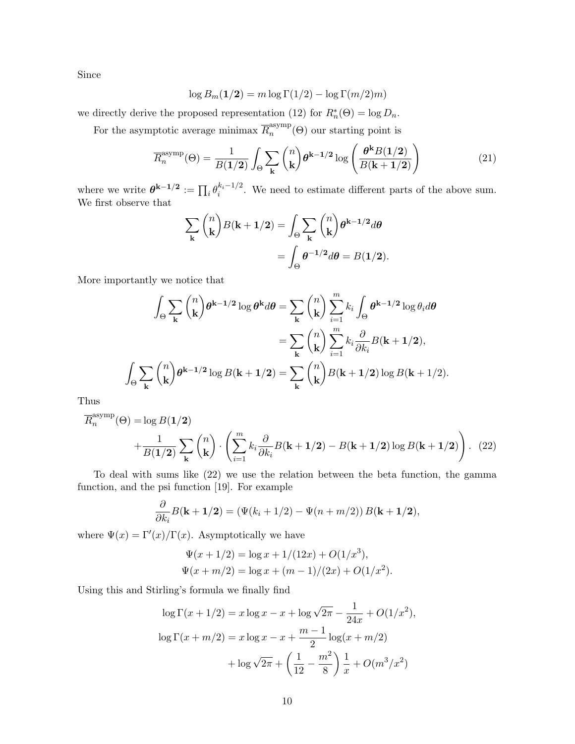Since

$$\log B_m(\mathbf{1/2}) = m \log \Gamma(1/2) - \log \Gamma(m/2)m)$$

we directly derive the proposed representation (12) for $R_n^*(\Theta) = \log D_n$.

For the asymptotic average minimax $\overline{R}_n^{\text{asymp}}(\Theta)$ our starting point is

$$\overline{R}_n^{\text{asymp}}(\Theta) = \frac{1}{B(\mathbf{1/2})} \int_\Theta \sum_{\mathbf{k}} \binom{n}{\mathbf{k}} \boldsymbol{\theta}^{\mathbf{k}-\mathbf{1/2}} \log \left( \frac{\boldsymbol{\theta}^{\mathbf{k}} B(\mathbf{1/2})}{B(\mathbf{k}+\mathbf{1/2})} \right) \tag{21}$$

where we write $\boldsymbol{\theta}^{\mathbf{k}-\mathbf{1/2}} := \prod_i \theta_i^{k_i - 1/2}$. We need to estimate different parts of the above sum. We first observe that

$$\begin{aligned}
\sum_{\mathbf{k}} \binom{n}{\mathbf{k}} B(\mathbf{k}+\mathbf{1/2}) &= \int_\Theta \sum_{\mathbf{k}} \binom{n}{\mathbf{k}} \boldsymbol{\theta}^{\mathbf{k}-\mathbf{1/2}} d\boldsymbol{\theta} \\
&= \int_\Theta \boldsymbol{\theta}^{-\mathbf{1/2}} d\boldsymbol{\theta} = B(\mathbf{1/2}).
\end{aligned}$$

More importantly we notice that

$$\begin{aligned}
\int_\Theta \sum_{\mathbf{k}} \binom{n}{\mathbf{k}} \boldsymbol{\theta}^{\mathbf{k}-\mathbf{1/2}} \log \boldsymbol{\theta}^{\mathbf{k}} d\boldsymbol{\theta} &= \sum_{\mathbf{k}} \binom{n}{\mathbf{k}} \sum_{i=1}^m k_i \int_\Theta \boldsymbol{\theta}^{\mathbf{k}-\mathbf{1/2}} \log \theta_i d\boldsymbol{\theta} \\
&= \sum_{\mathbf{k}} \binom{n}{\mathbf{k}} \sum_{i=1}^m k_i \frac{\partial}{\partial k_i} B(\mathbf{k}+\mathbf{1/2}), \\
\int_\Theta \sum_{\mathbf{k}} \binom{n}{\mathbf{k}} \boldsymbol{\theta}^{\mathbf{k}-\mathbf{1/2}} \log B(\mathbf{k}+\mathbf{1/2}) &= \sum_{\mathbf{k}} \binom{n}{\mathbf{k}} B(\mathbf{k}+\mathbf{1/2}) \log B(\mathbf{k}+1/2).
\end{aligned}$$

Thus

$$\begin{aligned}
\overline{R}_n^{\text{asymp}}(\Theta) =& \log B(\mathbf{1/2}) \\
&+ \frac{1}{B(\mathbf{1/2})} \sum_{\mathbf{k}} \binom{n}{\mathbf{k}} \cdot \left( \sum_{i=1}^m k_i \frac{\partial}{\partial k_i} B(\mathbf{k}+\mathbf{1/2}) - B(\mathbf{k}+\mathbf{1/2}) \log B(\mathbf{k}+\mathbf{1/2}) \right).
\end{aligned} \tag{22}$$

To deal with sums like (22) we use the relation between the beta function, the gamma function, and the psi function [19]. For example

$$\frac{\partial}{\partial k_i} B(\mathbf{k}+\mathbf{1/2}) = \left(\Psi(k_i + 1/2) - \Psi(n + m/2)\right) B(\mathbf{k}+\mathbf{1/2}),$$

where $\Psi(x) = \Gamma'(x)/\Gamma(x)$. Asymptotically we have

$$\begin{aligned}
\Psi(x + 1/2) &= \log x + 1/(12x) + O(1/x^3), \\
\Psi(x + m/2) &= \log x + (m-1)/(2x) + O(1/x^2).
\end{aligned}$$

Using this and Stirling's formula we finally find

$$\begin{aligned}
\log \Gamma(x + 1/2) &= x \log x - x + \log \sqrt{2\pi} - \frac{1}{24x} + O(1/x^2), \\
\log \Gamma(x + m/2) &= x \log x - x + \frac{m-1}{2} \log(x + m/2) \\
&\quad + \log \sqrt{2\pi} + \left( \frac{1}{12} - \frac{m^2}{8} \right) \frac{1}{x} + O(m^3/x^2)
\end{aligned}$$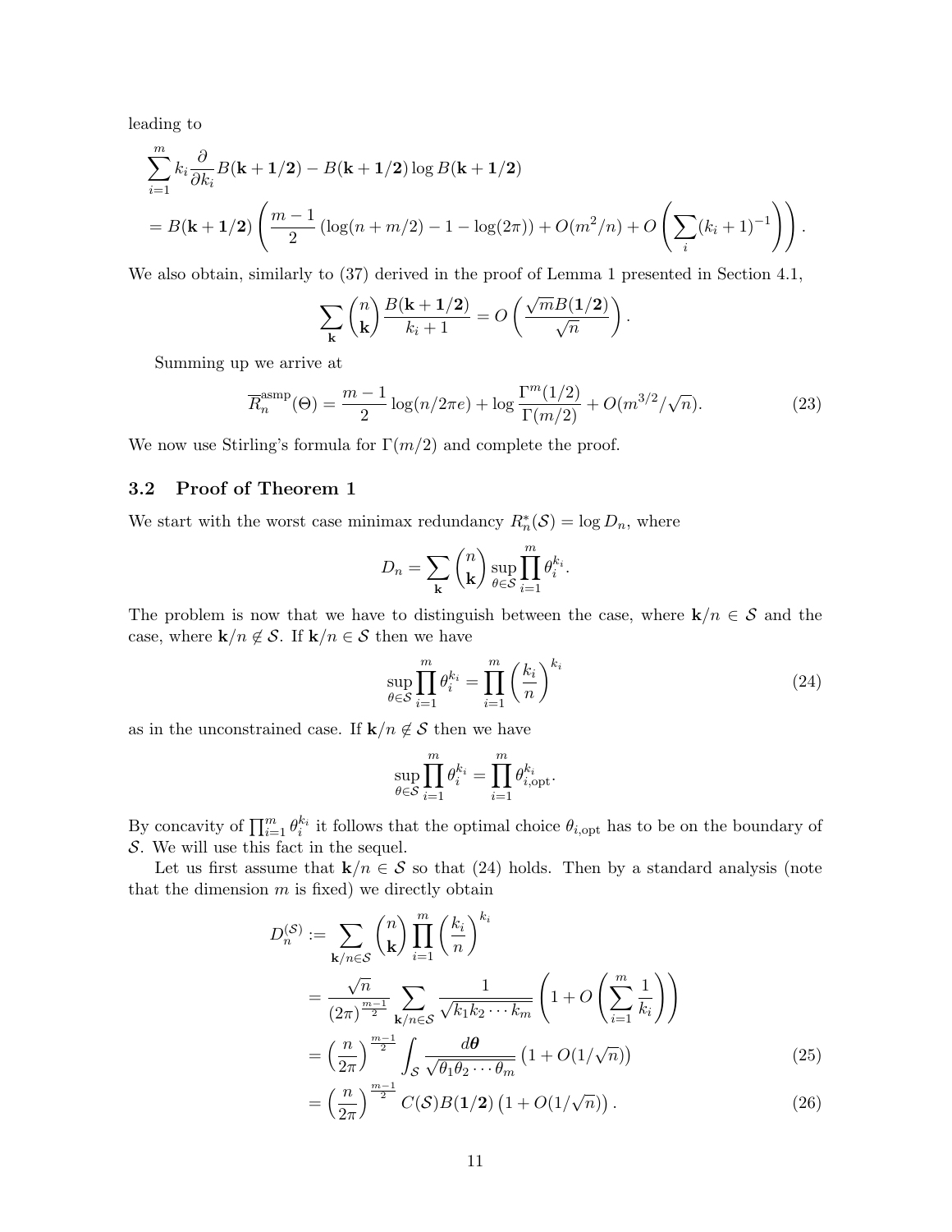leading to

$$
\begin{aligned}
&\sum_{i=1}^{m} k_i \frac{\partial}{\partial k_i} B(\mathbf{k}+\mathbf{1/2}) - B(\mathbf{k}+\mathbf{1/2}) \log B(\mathbf{k}+\mathbf{1/2}) \\
&= B(\mathbf{k}+\mathbf{1/2}) \left( \frac{m-1}{2} \left( \log(n+m/2) - 1 - \log(2\pi) \right) + O(m^2/n) + O\left( \sum_i (k_i+1)^{-1} \right) \right).
\end{aligned}
$$

We also obtain, similarly to (37) derived in the proof of Lemma 1 presented in Section 4.1,

$$
\sum_{\mathbf{k}} \binom{n}{\mathbf{k}} \frac{B(\mathbf{k}+\mathbf{1/2})}{k_i+1} = O\left( \frac{\sqrt{m} B(\mathbf{1/2})}{\sqrt{n}} \right).
$$

Summing up we arrive at

$$
\overline{R}_n^{\mathrm{asmp}}(\Theta) = \frac{m-1}{2} \log(n/2\pi e) + \log \frac{\Gamma^m(1/2)}{\Gamma(m/2)} + O(m^{3/2}/\sqrt{n}). \tag{23}
$$

We now use Stirling's formula for $\Gamma(m/2)$ and complete the proof.

## 3.2 Proof of Theorem 1

We start with the worst case minimax redundancy $R_n^*(\mathcal{S}) = \log D_n$, where

$$
D_n = \sum_{\mathbf{k}} \binom{n}{\mathbf{k}} \sup_{\theta \in \mathcal{S}} \prod_{i=1}^{m} \theta_i^{k_i}.
$$

The problem is now that we have to distinguish between the case, where $\mathbf{k}/n \in \mathcal{S}$ and the case, where $\mathbf{k}/n \notin \mathcal{S}$. If $\mathbf{k}/n \in \mathcal{S}$ then we have

$$
\sup_{\theta \in \mathcal{S}} \prod_{i=1}^{m} \theta_i^{k_i} = \prod_{i=1}^{m} \left( \frac{k_i}{n} \right)^{k_i} \tag{24}
$$

as in the unconstrained case. If $\mathbf{k}/n \notin \mathcal{S}$ then we have

$$
\sup_{\theta \in \mathcal{S}} \prod_{i=1}^{m} \theta_i^{k_i} = \prod_{i=1}^{m} \theta_{i,\mathrm{opt}}^{k_i}.
$$

By concavity of $\prod_{i=1}^{m} \theta_i^{k_i}$ it follows that the optimal choice $\theta_{i,\mathrm{opt}}$ has to be on the boundary of $\mathcal{S}$. We will use this fact in the sequel.

Let us first assume that $\mathbf{k}/n \in \mathcal{S}$ so that (24) holds. Then by a standard analysis (note that the dimension $m$ is fixed) we directly obtain

$$
\begin{aligned}
D_n^{(\mathcal{S})} &:= \sum_{\mathbf{k}/n \in \mathcal{S}} \binom{n}{\mathbf{k}} \prod_{i=1}^{m} \left( \frac{k_i}{n} \right)^{k_i} \\
&= \frac{\sqrt{n}}{(2\pi)^{\frac{m-1}{2}}} \sum_{\mathbf{k}/n \in \mathcal{S}} \frac{1}{\sqrt{k_1 k_2 \cdots k_m}} \left( 1 + O\left( \sum_{i=1}^{m} \frac{1}{k_i} \right) \right) \\
&= \left( \frac{n}{2\pi} \right)^{\frac{m-1}{2}} \int_{\mathcal{S}} \frac{d\boldsymbol{\theta}}{\sqrt{\theta_1 \theta_2 \cdots \theta_m}} \left( 1 + O(1/\sqrt{n}) \right) \qquad (25) \\
&= \left( \frac{n}{2\pi} \right)^{\frac{m-1}{2}} C(\mathcal{S}) B(\mathbf{1/2}) \left( 1 + O(1/\sqrt{n}) \right). \qquad (26)
\end{aligned}
$$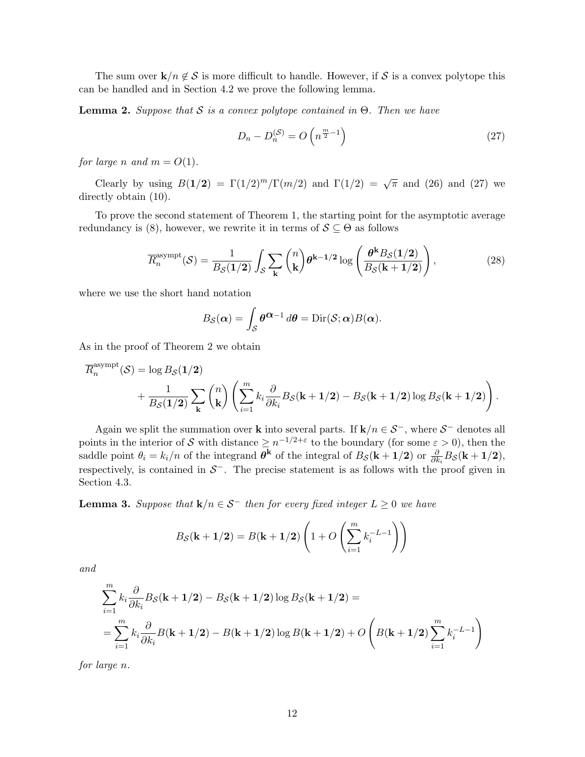The sum over $\mathbf{k}/n \notin \mathcal{S}$ is more difficult to handle. However, if $\mathcal{S}$ is a convex polytope this can be handled and in Section 4.2 we prove the following lemma.

**Lemma 2.** *Suppose that $\mathcal{S}$ is a convex polytope contained in $\Theta$. Then we have*

$$D_n - D_n^{(\mathcal{S})} = O\left(n^{\frac{m}{2}-1}\right) \tag{27}$$

*for large $n$ and $m = O(1)$.*

Clearly by using $B(\mathbf{1/2}) = \Gamma(1/2)^m/\Gamma(m/2)$ and $\Gamma(1/2) = \sqrt{\pi}$ and (26) and (27) we directly obtain (10).

To prove the second statement of Theorem 1, the starting point for the asymptotic average redundancy is (8), however, we rewrite it in terms of $\mathcal{S} \subseteq \Theta$ as follows

$$\overline{R}_n^{\text{asympt}}(\mathcal{S}) = \frac{1}{B_{\mathcal{S}}(\mathbf{1/2})} \int_{\mathcal{S}} \sum_{\mathbf{k}} \binom{n}{\mathbf{k}} \boldsymbol{\theta}^{\mathbf{k}-\mathbf{1/2}} \log\left(\frac{\boldsymbol{\theta}^{\mathbf{k}} B_{\mathcal{S}}(\mathbf{1/2})}{B_{\mathcal{S}}(\mathbf{k}+\mathbf{1/2})}\right), \tag{28}$$

where we use the short hand notation

$$B_{\mathcal{S}}(\boldsymbol{\alpha}) = \int_{\mathcal{S}} \boldsymbol{\theta}^{\boldsymbol{\alpha}-1}\, d\boldsymbol{\theta} = \mathrm{Dir}(\mathcal{S};\boldsymbol{\alpha}) B(\boldsymbol{\alpha}).$$

As in the proof of Theorem 2 we obtain

$$\begin{aligned}
\overline{R}_n^{\text{asympt}}(\mathcal{S}) &= \log B_{\mathcal{S}}(\mathbf{1/2}) \\
&\quad + \frac{1}{B_{\mathcal{S}}(\mathbf{1/2})} \sum_{\mathbf{k}} \binom{n}{\mathbf{k}} \left( \sum_{i=1}^m k_i \frac{\partial}{\partial k_i} B_{\mathcal{S}}(\mathbf{k}+\mathbf{1/2}) - B_{\mathcal{S}}(\mathbf{k}+\mathbf{1/2}) \log B_{\mathcal{S}}(\mathbf{k}+\mathbf{1/2}) \right).
\end{aligned}$$

Again we split the summation over $\mathbf{k}$ into several parts. If $\mathbf{k}/n \in \mathcal{S}^-$, where $\mathcal{S}^-$ denotes all points in the interior of $\mathcal{S}$ with distance $\ge n^{-1/2+\varepsilon}$ to the boundary (for some $\varepsilon > 0$), then the saddle point $\theta_i = k_i/n$ of the integrand $\boldsymbol{\theta}^{\mathbf{k}}$ of the integral of $B_{\mathcal{S}}(\mathbf{k}+\mathbf{1/2})$ or $\frac{\partial}{\partial k_i} B_{\mathcal{S}}(\mathbf{k}+\mathbf{1/2})$, respectively, is contained in $\mathcal{S}^-$. The precise statement is as follows with the proof given in Section 4.3.

**Lemma 3.** *Suppose that $\mathbf{k}/n \in \mathcal{S}^-$ then for every fixed integer $L \ge 0$ we have*

$$B_{\mathcal{S}}(\mathbf{k}+\mathbf{1/2}) = B(\mathbf{k}+\mathbf{1/2}) \left(1 + O\left(\sum_{i=1}^m k_i^{-L-1}\right)\right)$$

*and*

$$\begin{aligned}
&\sum_{i=1}^m k_i \frac{\partial}{\partial k_i} B_{\mathcal{S}}(\mathbf{k}+\mathbf{1/2}) - B_{\mathcal{S}}(\mathbf{k}+\mathbf{1/2}) \log B_{\mathcal{S}}(\mathbf{k}+\mathbf{1/2}) = \\
&= \sum_{i=1}^m k_i \frac{\partial}{\partial k_i} B(\mathbf{k}+\mathbf{1/2}) - B(\mathbf{k}+\mathbf{1/2}) \log B(\mathbf{k}+\mathbf{1/2}) + O\left(B(\mathbf{k}+\mathbf{1/2}) \sum_{i=1}^m k_i^{-L-1}\right)
\end{aligned}$$

*for large $n$.*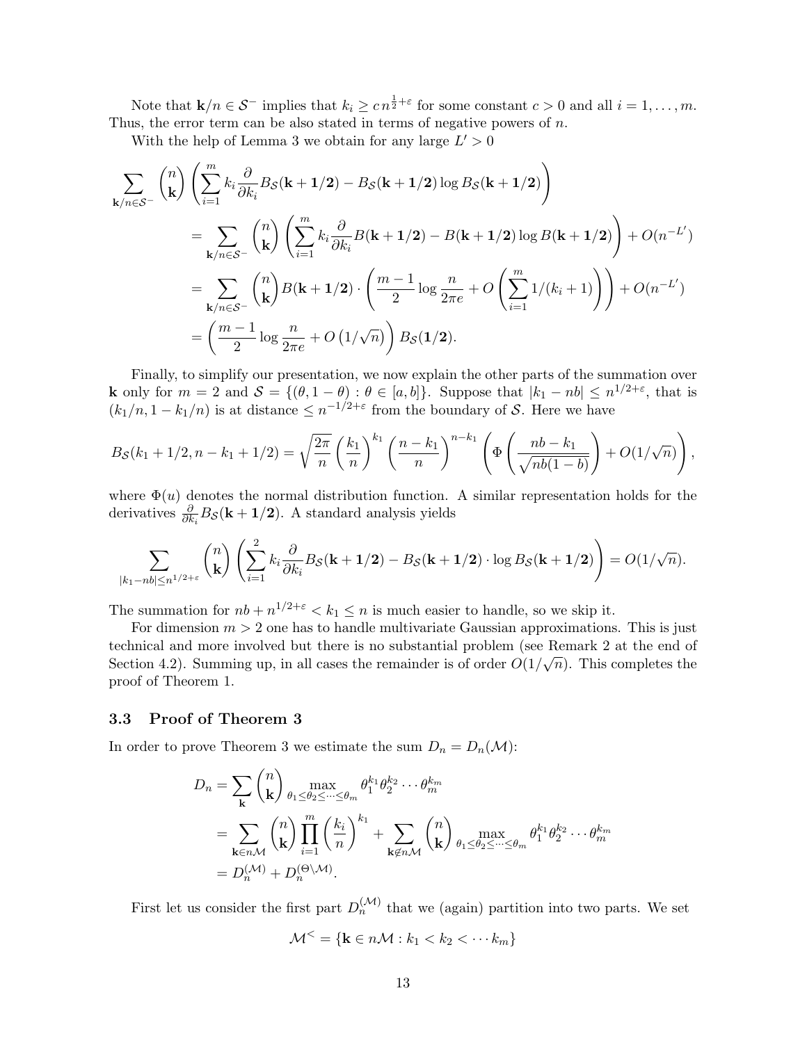Note that $\mathbf{k}/n \in \mathcal{S}^-$ implies that $k_i \geq c\, n^{\frac{1}{2}+\varepsilon}$ for some constant $c > 0$ and all $i = 1, \ldots, m$. Thus, the error term can be also stated in terms of negative powers of $n$.

With the help of Lemma 3 we obtain for any large $L' > 0$

$$
\begin{aligned}
\sum_{\mathbf{k}/n \in \mathcal{S}^-} \binom{n}{\mathbf{k}} &\left( \sum_{i=1}^m k_i \frac{\partial}{\partial k_i} B_{\mathcal{S}}(\mathbf{k}+\mathbf{1/2}) - B_{\mathcal{S}}(\mathbf{k}+\mathbf{1/2}) \log B_{\mathcal{S}}(\mathbf{k}+\mathbf{1/2}) \right) \\
&= \sum_{\mathbf{k}/n \in \mathcal{S}^-} \binom{n}{\mathbf{k}} \left( \sum_{i=1}^m k_i \frac{\partial}{\partial k_i} B(\mathbf{k}+\mathbf{1/2}) - B(\mathbf{k}+\mathbf{1/2}) \log B(\mathbf{k}+\mathbf{1/2}) \right) + O(n^{-L'}) \\
&= \sum_{\mathbf{k}/n \in \mathcal{S}^-} \binom{n}{\mathbf{k}} B(\mathbf{k}+\mathbf{1/2}) \cdot \left( \frac{m-1}{2} \log \frac{n}{2\pi e} + O\left( \sum_{i=1}^m 1/(k_i+1) \right) \right) + O(n^{-L'}) \\
&= \left( \frac{m-1}{2} \log \frac{n}{2\pi e} + O\left(1/\sqrt{n}\right) \right) B_{\mathcal{S}}(\mathbf{1/2}).
\end{aligned}
$$

Finally, to simplify our presentation, we now explain the other parts of the summation over $\mathbf{k}$ only for $m = 2$ and $\mathcal{S} = \{(\theta, 1-\theta) : \theta \in [a,b]\}$. Suppose that $|k_1 - nb| \leq n^{1/2+\varepsilon}$, that is $(k_1/n, 1-k_1/n)$ is at distance $\leq n^{-1/2+\varepsilon}$ from the boundary of $\mathcal{S}$. Here we have

$$
B_{\mathcal{S}}(k_1+1/2, n-k_1+1/2) = \sqrt{\frac{2\pi}{n}} \left( \frac{k_1}{n} \right)^{k_1} \left( \frac{n-k_1}{n} \right)^{n-k_1} \left( \Phi\left( \frac{nb-k_1}{\sqrt{nb(1-b)}} \right) + O(1/\sqrt{n}) \right),
$$

where $\Phi(u)$ denotes the normal distribution function. A similar representation holds for the derivatives $\frac{\partial}{\partial k_i} B_{\mathcal{S}}(\mathbf{k}+\mathbf{1/2})$. A standard analysis yields

$$
\sum_{|k_1 - nb| \leq n^{1/2+\varepsilon}} \binom{n}{\mathbf{k}} \left( \sum_{i=1}^2 k_i \frac{\partial}{\partial k_i} B_{\mathcal{S}}(\mathbf{k}+\mathbf{1/2}) - B_{\mathcal{S}}(\mathbf{k}+\mathbf{1/2}) \cdot \log B_{\mathcal{S}}(\mathbf{k}+\mathbf{1/2}) \right) = O(1/\sqrt{n}).
$$

The summation for $nb + n^{1/2+\varepsilon} < k_1 \leq n$ is much easier to handle, so we skip it.

For dimension $m > 2$ one has to handle multivariate Gaussian approximations. This is just technical and more involved but there is no substantial problem (see Remark 2 at the end of Section 4.2). Summing up, in all cases the remainder is of order $O(1/\sqrt{n})$. This completes the proof of Theorem 1.

### 3.3 Proof of Theorem 3

In order to prove Theorem 3 we estimate the sum $D_n = D_n(\mathcal{M})$:

$$
\begin{aligned}
D_n &= \sum_{\mathbf{k}} \binom{n}{\mathbf{k}} \max_{\theta_1 \leq \theta_2 \leq \cdots \leq \theta_m} \theta_1^{k_1} \theta_2^{k_2} \cdots \theta_m^{k_m} \\
&= \sum_{\mathbf{k} \in n\mathcal{M}} \binom{n}{\mathbf{k}} \prod_{i=1}^m \left( \frac{k_i}{n} \right)^{k_1} + \sum_{\mathbf{k} \notin n\mathcal{M}} \binom{n}{\mathbf{k}} \max_{\theta_1 \leq \theta_2 \leq \cdots \leq \theta_m} \theta_1^{k_1} \theta_2^{k_2} \cdots \theta_m^{k_m} \\
&= D_n^{(\mathcal{M})} + D_n^{(\Theta \setminus \mathcal{M})}.
\end{aligned}
$$

First let us consider the first part $D_n^{(\mathcal{M})}$ that we (again) partition into two parts. We set

$$
\mathcal{M}^< = \{\mathbf{k} \in n\mathcal{M} : k_1 < k_2 < \cdots k_m\}
$$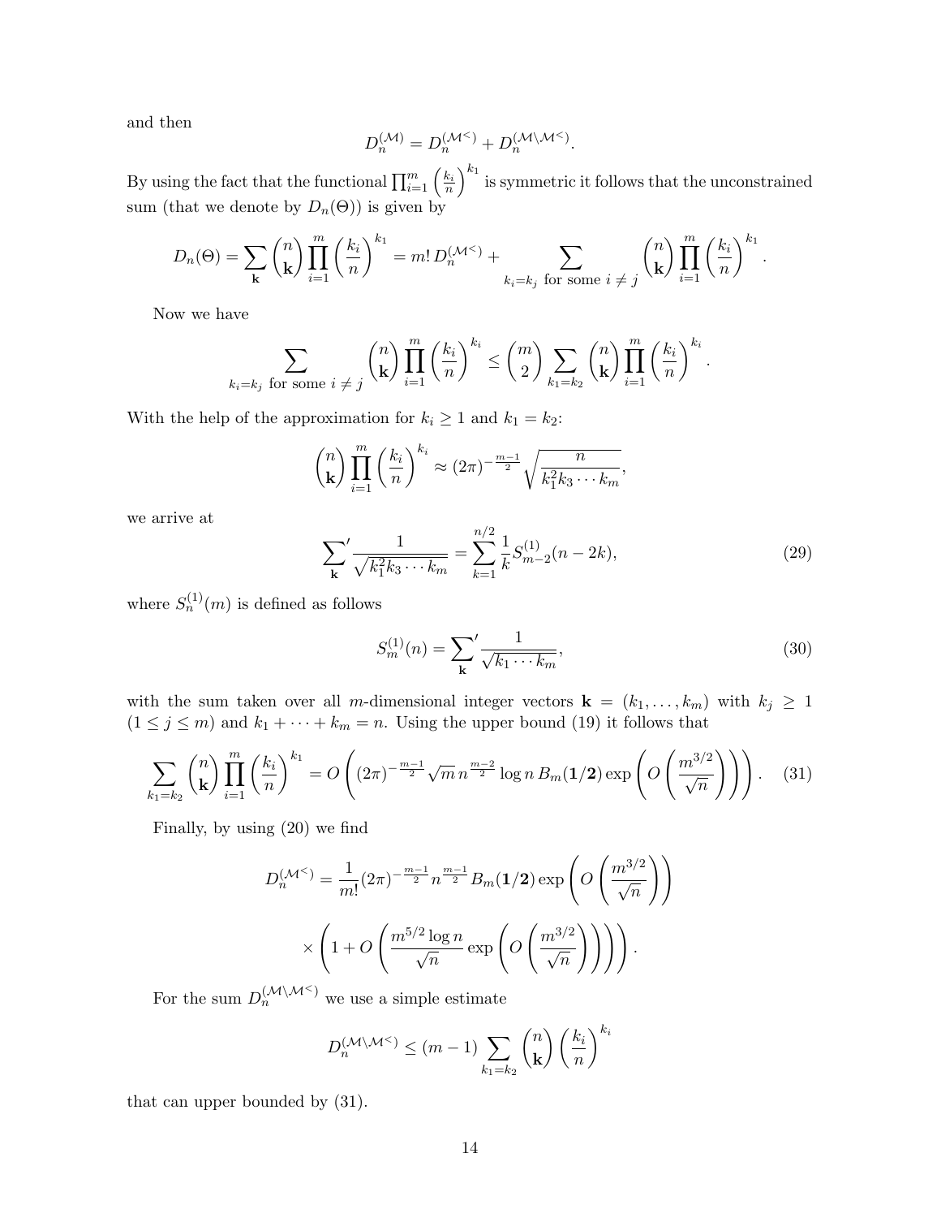and then

$$D_n^{(\mathcal{M})} = D_n^{(\mathcal{M}^<)} + D_n^{(\mathcal{M}\setminus\mathcal{M}^<)}.$$

By using the fact that the functional $\prod_{i=1}^m \left(\frac{k_i}{n}\right)^{k_1}$ is symmetric it follows that the unconstrained sum (that we denote by $D_n(\Theta)$) is given by

$$D_n(\Theta) = \sum_{\mathbf{k}} \binom{n}{\mathbf{k}} \prod_{i=1}^m \left(\frac{k_i}{n}\right)^{k_1} = m!\, D_n^{(\mathcal{M}^<)} + \sum_{k_i = k_j \text{ for some } i \neq j} \binom{n}{\mathbf{k}} \prod_{i=1}^m \left(\frac{k_i}{n}\right)^{k_1}.$$

Now we have

$$\sum_{k_i = k_j \text{ for some } i \neq j} \binom{n}{\mathbf{k}} \prod_{i=1}^m \left(\frac{k_i}{n}\right)^{k_i} \le \binom{m}{2} \sum_{k_1 = k_2} \binom{n}{\mathbf{k}} \prod_{i=1}^m \left(\frac{k_i}{n}\right)^{k_i}.$$

With the help of the approximation for $k_i \ge 1$ and $k_1 = k_2$:

$$\binom{n}{\mathbf{k}} \prod_{i=1}^m \left(\frac{k_i}{n}\right)^{k_i} \approx (2\pi)^{-\frac{m-1}{2}} \sqrt{\frac{n}{k_1^2 k_3 \cdots k_m}},$$

we arrive at

$$\sum_{\mathbf{k}}{}' \frac{1}{\sqrt{k_1^2 k_3 \cdots k_m}} = \sum_{k=1}^{n/2} \frac{1}{k} S_{m-2}^{(1)}(n-2k), \tag{29}$$

where $S_n^{(1)}(m)$ is defined as follows

$$S_m^{(1)}(n) = \sum_{\mathbf{k}}{}' \frac{1}{\sqrt{k_1 \cdots k_m}}, \tag{30}$$

with the sum taken over all $m$-dimensional integer vectors $\mathbf{k} = (k_1, \ldots, k_m)$ with $k_j \ge 1$ $(1 \le j \le m)$ and $k_1 + \cdots + k_m = n$. Using the upper bound (19) it follows that

$$\sum_{k_1 = k_2} \binom{n}{\mathbf{k}} \prod_{i=1}^m \left(\frac{k_i}{n}\right)^{k_1} = O\left( (2\pi)^{-\frac{m-1}{2}} \sqrt{m}\, n^{\frac{m-2}{2}} \log n\, B_m(\mathbf{1/2}) \exp\left( O\left( \frac{m^{3/2}}{\sqrt{n}} \right) \right) \right). \tag{31}$$

Finally, by using (20) we find

$$D_n^{(\mathcal{M}^<)} = \frac{1}{m!} (2\pi)^{-\frac{m-1}{2}} n^{\frac{m-1}{2}} B_m(\mathbf{1/2}) \exp\left( O\left( \frac{m^{3/2}}{\sqrt{n}} \right) \right)$$

$$\times \left( 1 + O\left( \frac{m^{5/2} \log n}{\sqrt{n}} \exp\left( O\left( \frac{m^{3/2}}{\sqrt{n}} \right) \right) \right) \right).$$

For the sum $D_n^{(\mathcal{M}\setminus\mathcal{M}^<)}$ we use a simple estimate

$$D_n^{(\mathcal{M}\setminus\mathcal{M}^<)} \le (m-1) \sum_{k_1 = k_2} \binom{n}{\mathbf{k}} \left(\frac{k_i}{n}\right)^{k_i}$$

that can upper bounded by (31).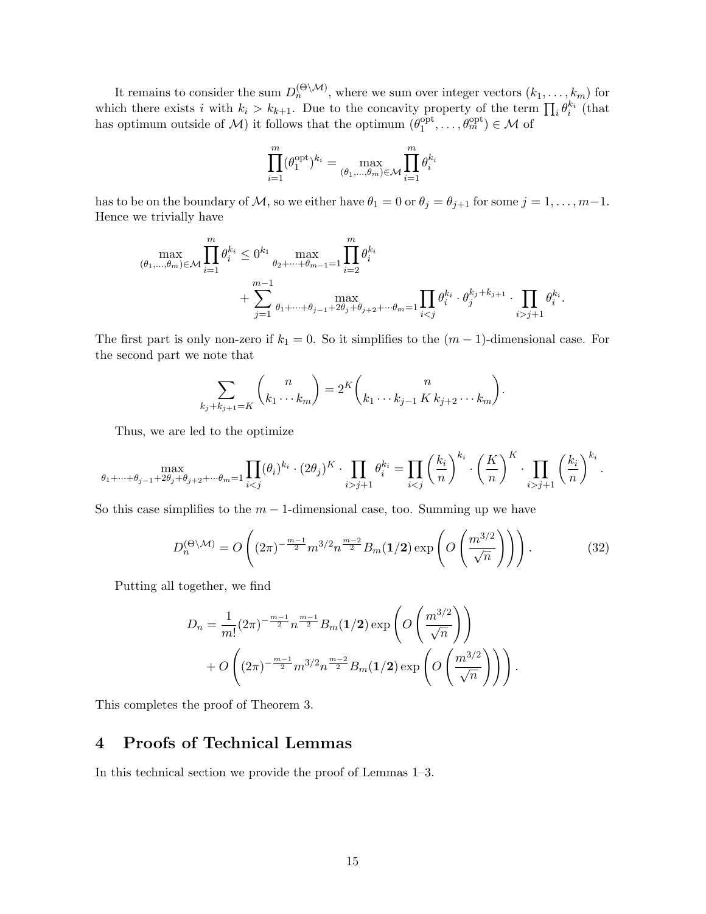It remains to consider the sum $D_n^{(\Theta\setminus\mathcal{M})}$, where we sum over integer vectors $(k_1,\ldots,k_m)$ for which there exists $i$ with $k_i > k_{k+1}$. Due to the concavity property of the term $\prod_i \theta_i^{k_i}$ (that has optimum outside of $\mathcal{M}$) it follows that the optimum $(\theta_1^{\rm opt},\ldots,\theta_m^{\rm opt}) \in \mathcal{M}$ of

$$\prod_{i=1}^m (\theta_1^{\rm opt})^{k_i} = \max_{(\theta_1,\ldots,\theta_m)\in\mathcal{M}} \prod_{i=1}^m \theta_i^{k_i}$$

has to be on the boundary of $\mathcal{M}$, so we either have $\theta_1 = 0$ or $\theta_j = \theta_{j+1}$ for some $j = 1,\ldots,m-1$. Hence we trivially have

$$\max_{(\theta_1,\ldots,\theta_m)\in\mathcal{M}} \prod_{i=1}^m \theta_i^{k_i} \le 0^{k_1} \max_{\theta_2+\cdots+\theta_{m-1}=1} \prod_{i=2}^m \theta_i^{k_i} + \sum_{j=1}^{m-1} \max_{\theta_1+\cdots+\theta_{j-1}+2\theta_j+\theta_{j+2}+\cdots\theta_m=1} \prod_{i<j} \theta_i^{k_i}\cdot \theta_j^{k_j+k_{j+1}} \cdot \prod_{i>j+1} \theta_i^{k_i}.$$

The first part is only non-zero if $k_1 = 0$. So it simplifies to the $(m-1)$-dimensional case. For the second part we note that

$$\sum_{k_j+k_{j+1}=K} \binom{n}{k_1\cdots k_m} = 2^K \binom{n}{k_1\cdots k_{j-1}\,K\,k_{j+2}\cdots k_m}.$$

Thus, we are led to the optimize

$$\max_{\theta_1+\cdots+\theta_{j-1}+2\theta_j+\theta_{j+2}+\cdots\theta_m=1} \prod_{i<j} (\theta_i)^{k_i}\cdot (2\theta_j)^K \cdot \prod_{i>j+1} \theta_i^{k_i} = \prod_{i<j}\left(\frac{k_i}{n}\right)^{k_i}\cdot\left(\frac{K}{n}\right)^K\cdot\prod_{i>j+1}\left(\frac{k_i}{n}\right)^{k_i}.$$

So this case simplifies to the $m-1$-dimensional case, too. Summing up we have

$$D_n^{(\Theta\setminus\mathcal{M})} = O\left((2\pi)^{-\frac{m-1}{2}} m^{3/2} n^{\frac{m-2}{2}} B_m(\mathbf{1/2}) \exp\left(O\left(\frac{m^{3/2}}{\sqrt{n}}\right)\right)\right). \tag{32}$$

Putting all together, we find

$$D_n = \frac{1}{m!}(2\pi)^{-\frac{m-1}{2}} n^{\frac{m-1}{2}} B_m(\mathbf{1/2}) \exp\left(O\left(\frac{m^{3/2}}{\sqrt{n}}\right)\right) + O\left((2\pi)^{-\frac{m-1}{2}} m^{3/2} n^{\frac{m-2}{2}} B_m(\mathbf{1/2}) \exp\left(O\left(\frac{m^{3/2}}{\sqrt{n}}\right)\right)\right).$$

This completes the proof of Theorem 3.

# 4 Proofs of Technical Lemmas

In this technical section we provide the proof of Lemmas 1–3.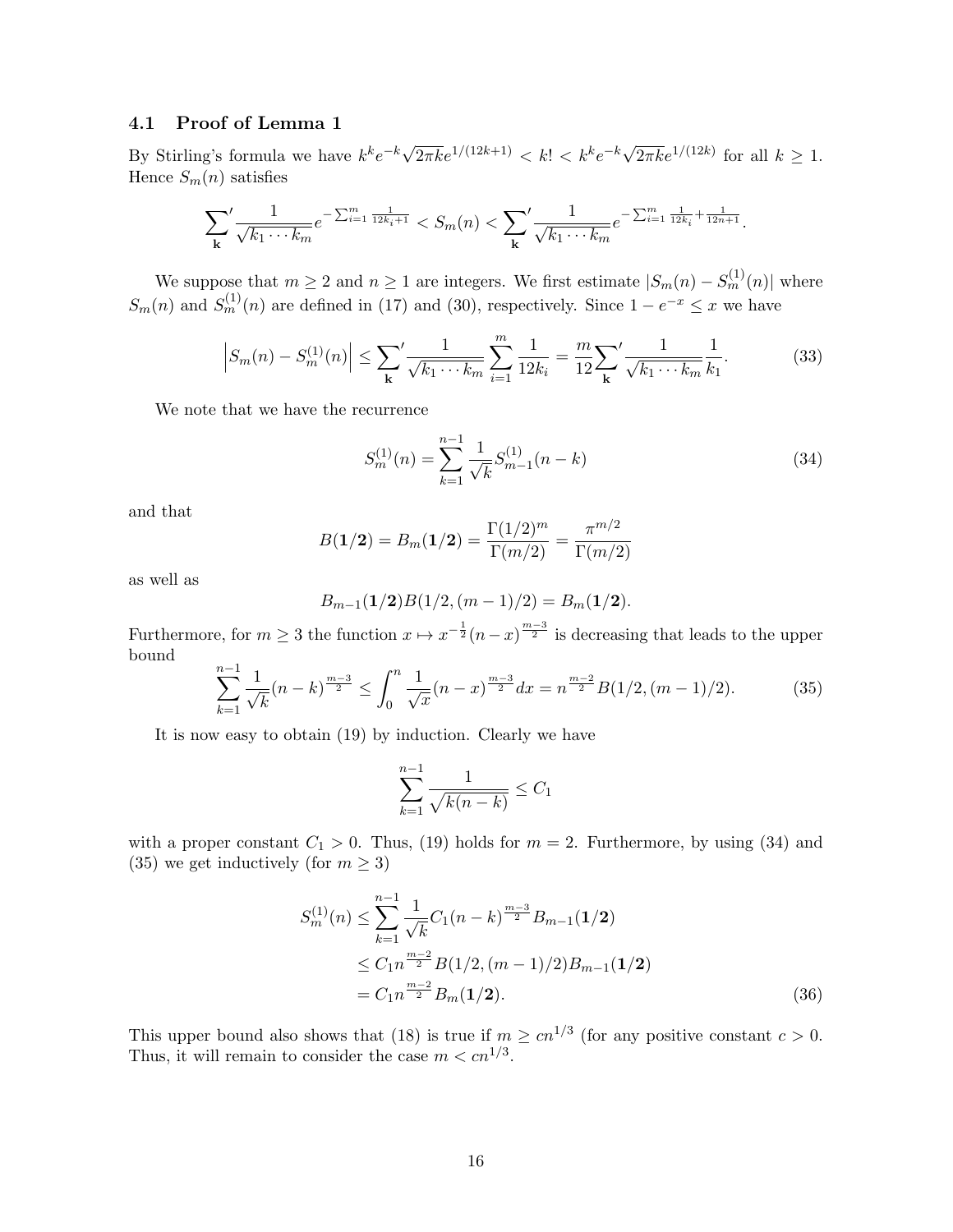### 4.1 Proof of Lemma 1

By Stirling's formula we have $k^k e^{-k}\sqrt{2\pi k}e^{1/(12k+1)} < k! < k^k e^{-k}\sqrt{2\pi k}e^{1/(12k)}$ for all $k \geq 1$. Hence $S_m(n)$ satisfies

$$\sum_{\mathbf{k}}{}' \frac{1}{\sqrt{k_1\cdots k_m}} e^{-\sum_{i=1}^m \frac{1}{12k_i+1}} < S_m(n) < \sum_{\mathbf{k}}{}' \frac{1}{\sqrt{k_1\cdots k_m}} e^{-\sum_{i=1}^m \frac{1}{12k_i}+\frac{1}{12n+1}}.$$

We suppose that $m \geq 2$ and $n \geq 1$ are integers. We first estimate $|S_m(n) - S_m^{(1)}(n)|$ where $S_m(n)$ and $S_m^{(1)}(n)$ are defined in (17) and (30), respectively. Since $1 - e^{-x} \leq x$ we have

$$\left| S_m(n) - S_m^{(1)}(n) \right| \leq \sum_{\mathbf{k}}{}' \frac{1}{\sqrt{k_1\cdots k_m}} \sum_{i=1}^m \frac{1}{12k_i} = \frac{m}{12} \sum_{\mathbf{k}}{}' \frac{1}{\sqrt{k_1\cdots k_m}} \frac{1}{k_1}. \tag{33}$$

We note that we have the recurrence

$$S_m^{(1)}(n) = \sum_{k=1}^{n-1} \frac{1}{\sqrt{k}} S_{m-1}^{(1)}(n-k) \tag{34}$$

and that

$$B(\mathbf{1/2}) = B_m(\mathbf{1/2}) = \frac{\Gamma(1/2)^m}{\Gamma(m/2)} = \frac{\pi^{m/2}}{\Gamma(m/2)}$$

as well as

$$B_{m-1}(\mathbf{1/2}) B(1/2, (m-1)/2) = B_m(\mathbf{1/2}).$$

Furthermore, for $m \geq 3$ the function $x \mapsto x^{-\frac{1}{2}}(n-x)^{\frac{m-3}{2}}$ is decreasing that leads to the upper bound

$$\sum_{k=1}^{n-1} \frac{1}{\sqrt{k}}(n-k)^{\frac{m-3}{2}} \leq \int_0^n \frac{1}{\sqrt{x}}(n-x)^{\frac{m-3}{2}} dx = n^{\frac{m-2}{2}} B(1/2, (m-1)/2). \tag{35}$$

It is now easy to obtain (19) by induction. Clearly we have

$$\sum_{k=1}^{n-1} \frac{1}{\sqrt{k(n-k)}} \leq C_1$$

with a proper constant $C_1 > 0$. Thus, (19) holds for $m = 2$. Furthermore, by using (34) and (35) we get inductively (for $m \geq 3$)

$$\begin{aligned} S_m^{(1)}(n) &\leq \sum_{k=1}^{n-1} \frac{1}{\sqrt{k}} C_1 (n-k)^{\frac{m-3}{2}} B_{m-1}(\mathbf{1/2}) \\ &\leq C_1 n^{\frac{m-2}{2}} B(1/2, (m-1)/2) B_{m-1}(\mathbf{1/2}) \\ &= C_1 n^{\frac{m-2}{2}} B_m(\mathbf{1/2}). \end{aligned} \tag{36}$$

This upper bound also shows that (18) is true if $m \geq cn^{1/3}$ (for any positive constant $c > 0$. Thus, it will remain to consider the case $m < cn^{1/3}$.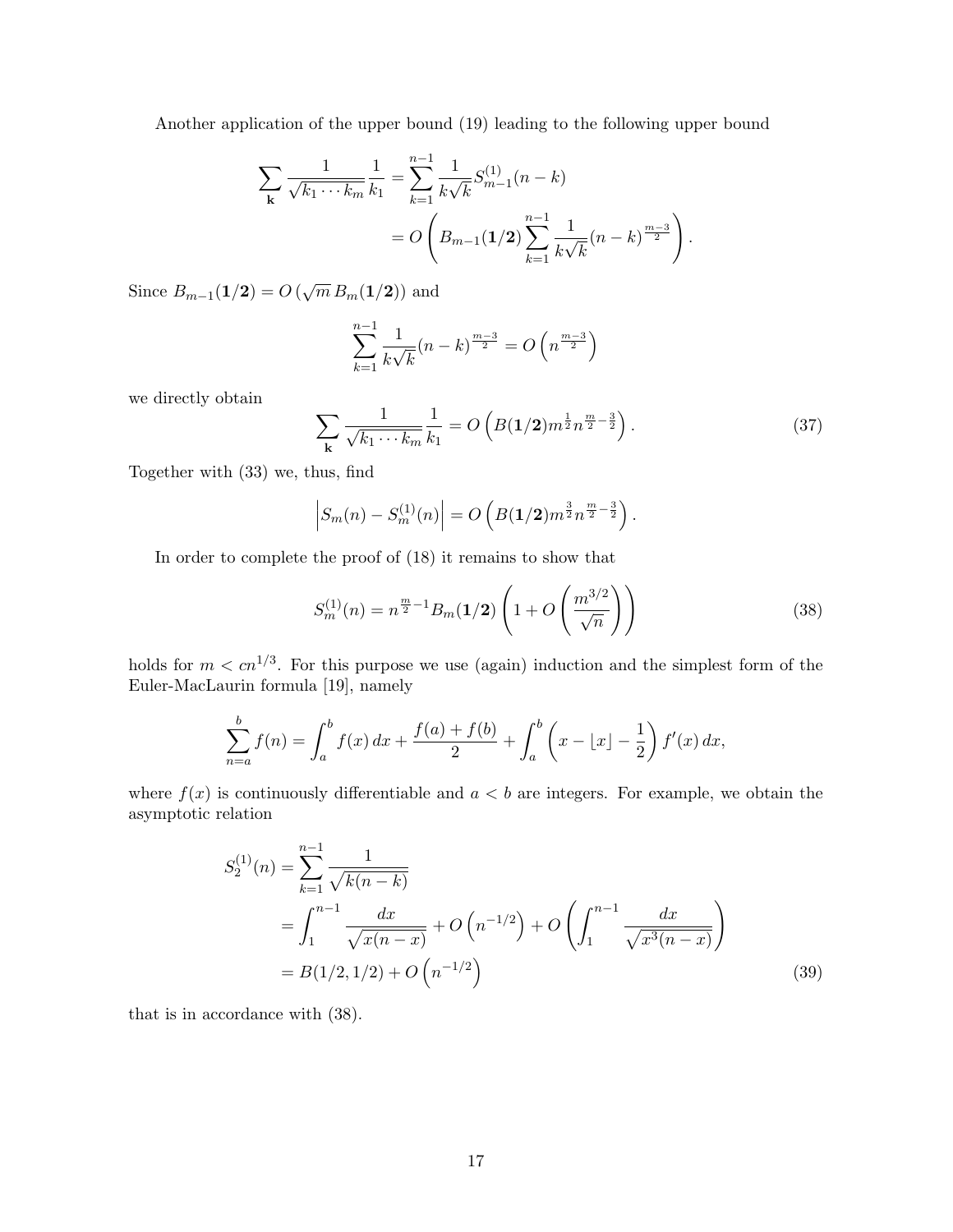Another application of the upper bound (19) leading to the following upper bound

$$
\begin{aligned}
\sum_{\mathbf{k}} \frac{1}{\sqrt{k_1 \cdots k_m}} \frac{1}{k_1} &= \sum_{k=1}^{n-1} \frac{1}{k\sqrt{k}} S_{m-1}^{(1)}(n-k) \\
&= O\left( B_{m-1}(\mathbf{1/2}) \sum_{k=1}^{n-1} \frac{1}{k\sqrt{k}} (n-k)^{\frac{m-3}{2}} \right).
\end{aligned}
$$

Since $B_{m-1}(\mathbf{1/2}) = O\left(\sqrt{m}\, B_m(\mathbf{1/2})\right)$ and

$$
\sum_{k=1}^{n-1} \frac{1}{k\sqrt{k}} (n-k)^{\frac{m-3}{2}} = O\left( n^{\frac{m-3}{2}} \right)
$$

we directly obtain

$$
\sum_{\mathbf{k}} \frac{1}{\sqrt{k_1 \cdots k_m}} \frac{1}{k_1} = O\left( B(\mathbf{1/2}) m^{\frac{1}{2}} n^{\frac{m}{2} - \frac{3}{2}} \right). \tag{37}
$$

Together with (33) we, thus, find

$$
\left| S_m(n) - S_m^{(1)}(n) \right| = O\left( B(\mathbf{1/2}) m^{\frac{3}{2}} n^{\frac{m}{2} - \frac{3}{2}} \right).
$$

In order to complete the proof of (18) it remains to show that

$$
S_m^{(1)}(n) = n^{\frac{m}{2} - 1} B_m(\mathbf{1/2}) \left( 1 + O\left( \frac{m^{3/2}}{\sqrt{n}} \right) \right) \tag{38}
$$

holds for $m < cn^{1/3}$. For this purpose we use (again) induction and the simplest form of the Euler-MacLaurin formula [19], namely

$$
\sum_{n=a}^{b} f(n) = \int_a^b f(x)\, dx + \frac{f(a) + f(b)}{2} + \int_a^b \left( x - \lfloor x \rfloor - \frac{1}{2} \right) f'(x)\, dx,
$$

where $f(x)$ is continuously differentiable and $a < b$ are integers. For example, we obtain the asymptotic relation

$$
\begin{aligned}
S_2^{(1)}(n) &= \sum_{k=1}^{n-1} \frac{1}{\sqrt{k(n-k)}} \\
&= \int_1^{n-1} \frac{dx}{\sqrt{x(n-x)}} + O\left( n^{-1/2} \right) + O\left( \int_1^{n-1} \frac{dx}{\sqrt{x^3(n-x)}} \right) \\
&= B(1/2, 1/2) + O\left( n^{-1/2} \right)
\end{aligned} \tag{39}
$$

that is in accordance with (38).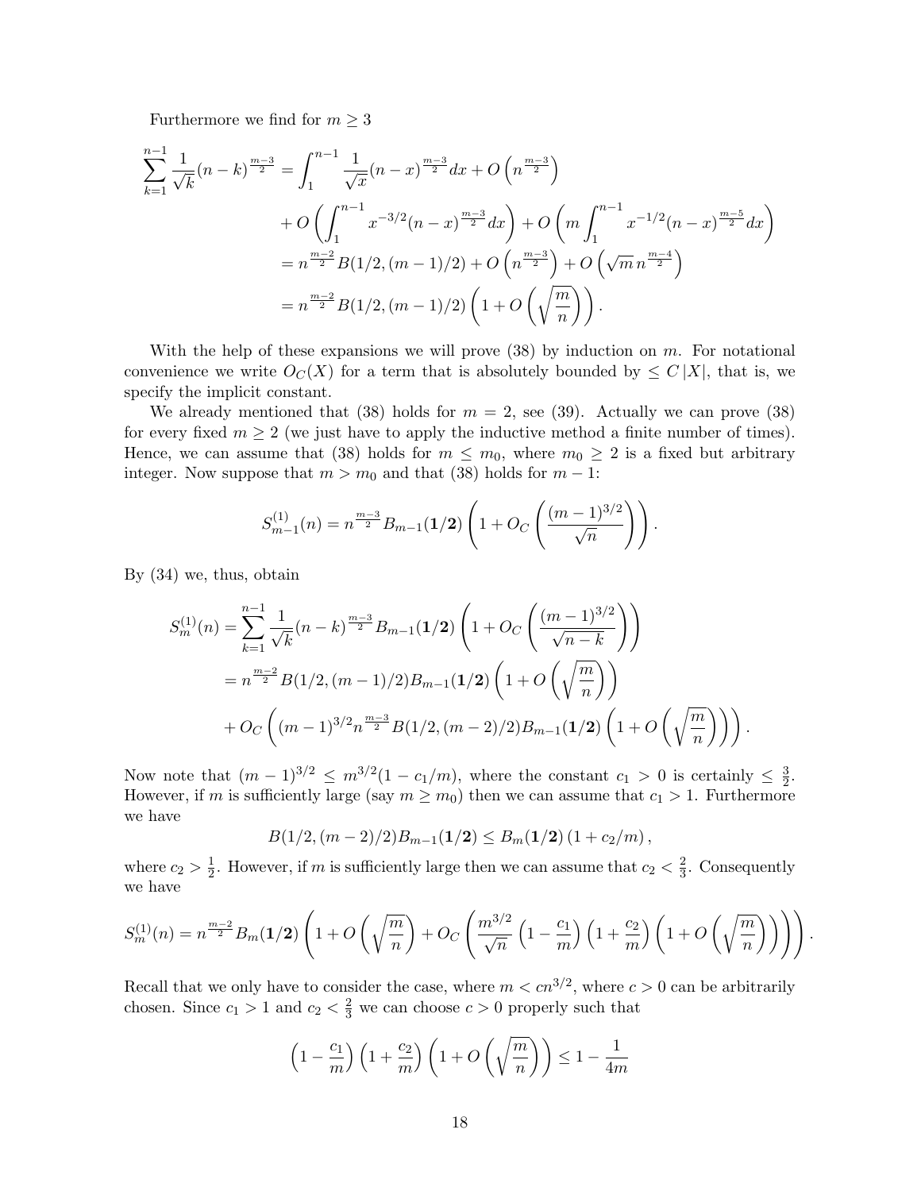Furthermore we find for $m \ge 3$

$$
\begin{aligned}
\sum_{k=1}^{n-1} \frac{1}{\sqrt{k}}(n-k)^{\frac{m-3}{2}} &= \int_1^{n-1} \frac{1}{\sqrt{x}}(n-x)^{\frac{m-3}{2}}dx + O\left(n^{\frac{m-3}{2}}\right) \\
&\quad + O\left(\int_1^{n-1} x^{-3/2}(n-x)^{\frac{m-3}{2}}dx\right) + O\left(m\int_1^{n-1} x^{-1/2}(n-x)^{\frac{m-5}{2}}dx\right) \\
&= n^{\frac{m-2}{2}}B(1/2,(m-1)/2) + O\left(n^{\frac{m-3}{2}}\right) + O\left(\sqrt{m}\, n^{\frac{m-4}{2}}\right) \\
&= n^{\frac{m-2}{2}}B(1/2,(m-1)/2)\left(1 + O\left(\sqrt{\frac{m}{n}}\right)\right).
\end{aligned}
$$

With the help of these expansions we will prove (38) by induction on $m$. For notational convenience we write $O_C(X)$ for a term that is absolutely bounded by $\le C\,|X|$, that is, we specify the implicit constant.

We already mentioned that (38) holds for $m = 2$, see (39). Actually we can prove (38) for every fixed $m \ge 2$ (we just have to apply the inductive method a finite number of times). Hence, we can assume that (38) holds for $m \le m_0$, where $m_0 \ge 2$ is a fixed but arbitrary integer. Now suppose that $m > m_0$ and that (38) holds for $m-1$:

$$
S_{m-1}^{(1)}(n) = n^{\frac{m-3}{2}} B_{m-1}(\mathbf{1/2})\left(1 + O_C\left(\frac{(m-1)^{3/2}}{\sqrt{n}}\right)\right).
$$

By (34) we, thus, obtain

$$
\begin{aligned}
S_m^{(1)}(n) &= \sum_{k=1}^{n-1} \frac{1}{\sqrt{k}}(n-k)^{\frac{m-3}{2}} B_{m-1}(\mathbf{1/2})\left(1 + O_C\left(\frac{(m-1)^{3/2}}{\sqrt{n-k}}\right)\right) \\
&= n^{\frac{m-2}{2}}B(1/2,(m-1)/2)B_{m-1}(\mathbf{1/2})\left(1 + O\left(\sqrt{\frac{m}{n}}\right)\right) \\
&\quad + O_C\left((m-1)^{3/2} n^{\frac{m-3}{2}} B(1/2,(m-2)/2)B_{m-1}(\mathbf{1/2})\left(1 + O\left(\sqrt{\frac{m}{n}}\right)\right)\right).
\end{aligned}
$$

Now note that $(m-1)^{3/2} \le m^{3/2}(1 - c_1/m)$, where the constant $c_1 > 0$ is certainly $\le \frac{3}{2}$. However, if $m$ is sufficiently large (say $m \ge m_0$) then we can assume that $c_1 > 1$. Furthermore we have

$$
B(1/2,(m-2)/2)B_{m-1}(\mathbf{1/2}) \le B_m(\mathbf{1/2})\,(1 + c_2/m),
$$

where $c_2 > \frac{1}{2}$. However, if $m$ is sufficiently large then we can assume that $c_2 < \frac{2}{3}$. Consequently we have

$$
S_m^{(1)}(n) = n^{\frac{m-2}{2}} B_m(\mathbf{1/2})\left(1 + O\left(\sqrt{\frac{m}{n}}\right) + O_C\left(\frac{m^{3/2}}{\sqrt{n}}\left(1 - \frac{c_1}{m}\right)\left(1 + \frac{c_2}{m}\right)\left(1 + O\left(\sqrt{\frac{m}{n}}\right)\right)\right)\right).
$$

Recall that we only have to consider the case, where $m < cn^{3/2}$, where $c > 0$ can be arbitrarily chosen. Since $c_1 > 1$ and $c_2 < \frac{2}{3}$ we can choose $c > 0$ properly such that

$$
\left(1 - \frac{c_1}{m}\right)\left(1 + \frac{c_2}{m}\right)\left(1 + O\left(\sqrt{\frac{m}{n}}\right)\right) \le 1 - \frac{1}{4m}
$$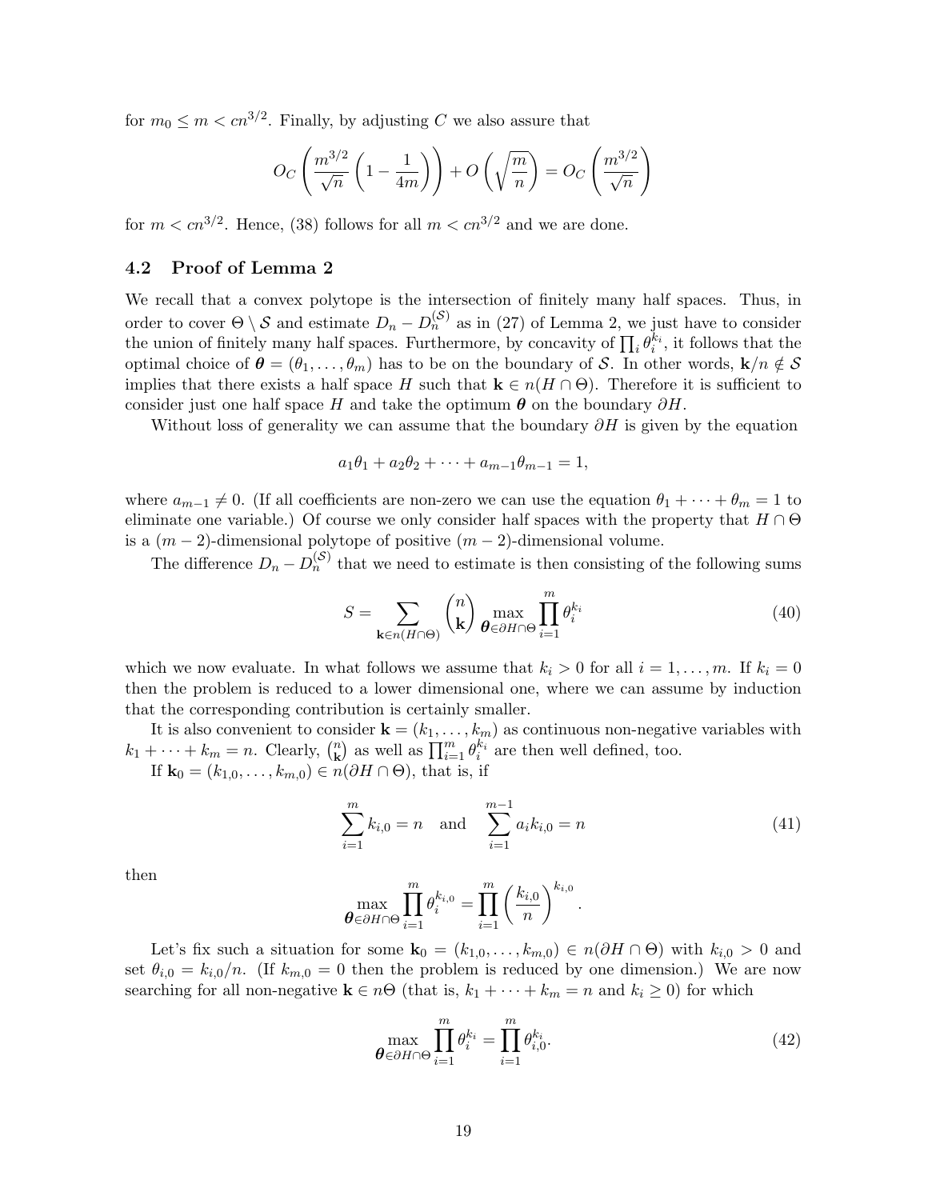for $m_0 \le m < cn^{3/2}$. Finally, by adjusting $C$ we also assure that

$$O_C\left(\frac{m^{3/2}}{\sqrt{n}}\left(1-\frac{1}{4m}\right)\right) + O\left(\sqrt{\frac{m}{n}}\right) = O_C\left(\frac{m^{3/2}}{\sqrt{n}}\right)$$

for $m < cn^{3/2}$. Hence, (38) follows for all $m < cn^{3/2}$ and we are done.

### 4.2 Proof of Lemma 2

We recall that a convex polytope is the intersection of finitely many half spaces. Thus, in order to cover $\Theta \setminus \mathcal{S}$ and estimate $D_n - D_n^{(\mathcal{S})}$ as in (27) of Lemma 2, we just have to consider the union of finitely many half spaces. Furthermore, by concavity of $\prod_i \theta_i^{k_i}$, it follows that the optimal choice of $\boldsymbol{\theta} = (\theta_1, \ldots, \theta_m)$ has to be on the boundary of $\mathcal{S}$. In other words, $\mathbf{k}/n \notin \mathcal{S}$ implies that there exists a half space $H$ such that $\mathbf{k} \in n(H \cap \Theta)$. Therefore it is sufficient to consider just one half space $H$ and take the optimum $\boldsymbol{\theta}$ on the boundary $\partial H$.

Without loss of generality we can assume that the boundary $\partial H$ is given by the equation

$$a_1\theta_1 + a_2\theta_2 + \cdots + a_{m-1}\theta_{m-1} = 1,$$

where $a_{m-1} \neq 0$. (If all coefficients are non-zero we can use the equation $\theta_1 + \cdots + \theta_m = 1$ to eliminate one variable.) Of course we only consider half spaces with the property that $H \cap \Theta$ is a $(m-2)$-dimensional polytope of positive $(m-2)$-dimensional volume.

The difference $D_n - D_n^{(\mathcal{S})}$ that we need to estimate is then consisting of the following sums

$$S = \sum_{\mathbf{k} \in n(H \cap \Theta)} \binom{n}{\mathbf{k}} \max_{\boldsymbol{\theta} \in \partial H \cap \Theta} \prod_{i=1}^{m} \theta_i^{k_i} \tag{40}$$

which we now evaluate. In what follows we assume that $k_i > 0$ for all $i = 1, \ldots, m$. If $k_i = 0$ then the problem is reduced to a lower dimensional one, where we can assume by induction that the corresponding contribution is certainly smaller.

It is also convenient to consider $\mathbf{k} = (k_1, \ldots, k_m)$ as continuous non-negative variables with $k_1 + \cdots + k_m = n$. Clearly, $\binom{n}{\mathbf{k}}$ as well as $\prod_{i=1}^m \theta_i^{k_i}$ are then well defined, too.

If $\mathbf{k}_0 = (k_{1,0}, \ldots, k_{m,0}) \in n(\partial H \cap \Theta)$, that is, if

$$\sum_{i=1}^{m} k_{i,0} = n \quad \text{and} \quad \sum_{i=1}^{m-1} a_i k_{i,0} = n \tag{41}$$

then

$$\max_{\boldsymbol{\theta} \in \partial H \cap \Theta} \prod_{i=1}^{m} \theta_i^{k_{i,0}} = \prod_{i=1}^{m} \left(\frac{k_{i,0}}{n}\right)^{k_{i,0}}.$$

Let's fix such a situation for some $\mathbf{k}_0 = (k_{1,0}, \ldots, k_{m,0}) \in n(\partial H \cap \Theta)$ with $k_{i,0} > 0$ and set $\theta_{i,0} = k_{i,0}/n$. (If $k_{m,0} = 0$ then the problem is reduced by one dimension.) We are now searching for all non-negative $\mathbf{k} \in n\Theta$ (that is, $k_1 + \cdots + k_m = n$ and $k_i \ge 0$) for which

$$\max_{\boldsymbol{\theta} \in \partial H \cap \Theta} \prod_{i=1}^{m} \theta_i^{k_i} = \prod_{i=1}^{m} \theta_{i,0}^{k_i}. \tag{42}$$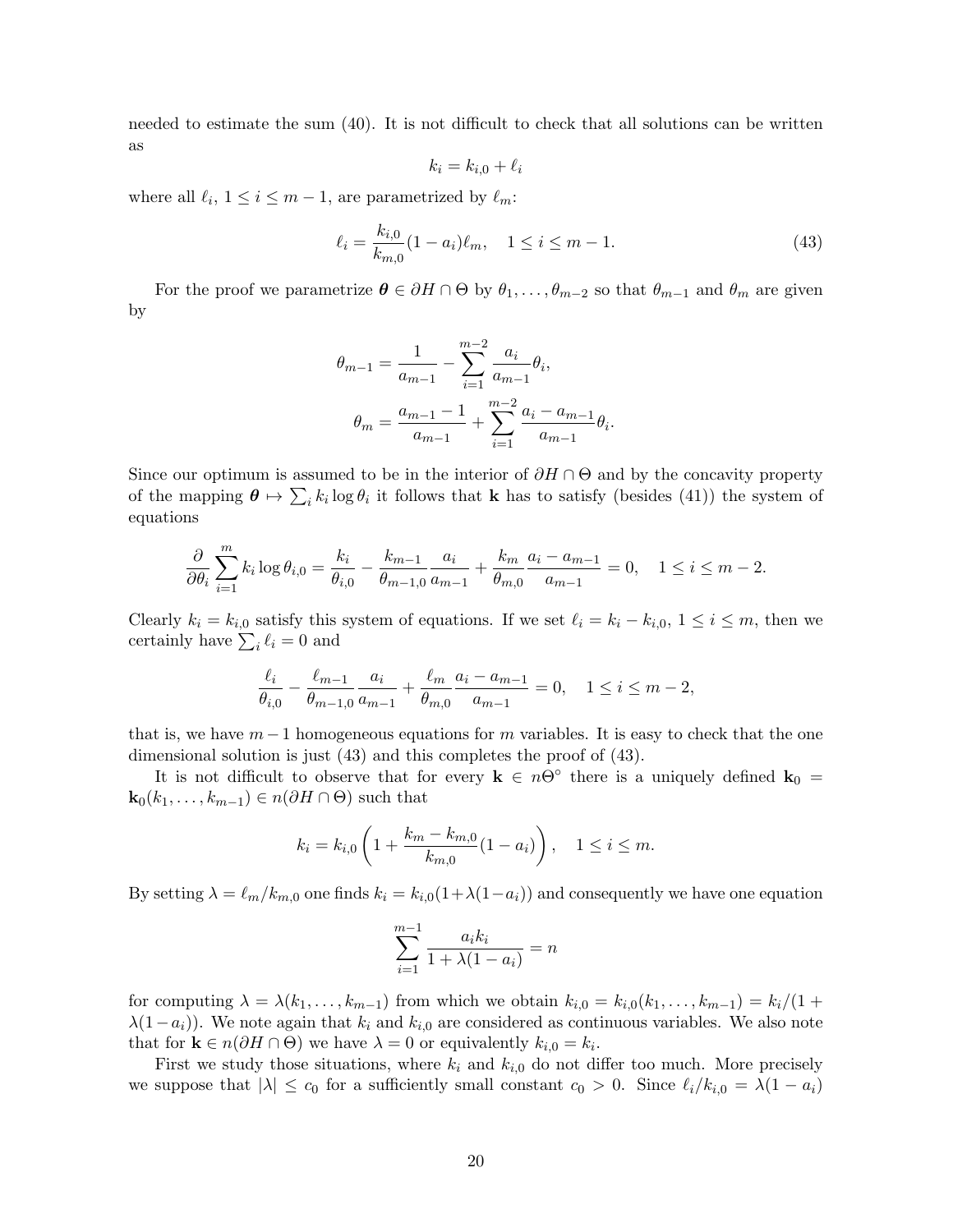needed to estimate the sum (40). It is not difficult to check that all solutions can be written as

$$k_i = k_{i,0} + \ell_i$$

where all $\ell_i$, $1 \le i \le m-1$, are parametrized by $\ell_m$:

$$\ell_i = \frac{k_{i,0}}{k_{m,0}}(1-a_i)\ell_m, \quad 1 \le i \le m-1. \tag{43}$$

For the proof we parametrize $\boldsymbol{\theta} \in \partial H \cap \Theta$ by $\theta_1, \ldots, \theta_{m-2}$ so that $\theta_{m-1}$ and $\theta_m$ are given by

$$\theta_{m-1} = \frac{1}{a_{m-1}} - \sum_{i=1}^{m-2} \frac{a_i}{a_{m-1}}\theta_i,$$

$$\theta_m = \frac{a_{m-1}-1}{a_{m-1}} + \sum_{i=1}^{m-2} \frac{a_i - a_{m-1}}{a_{m-1}}\theta_i.$$

Since our optimum is assumed to be in the interior of $\partial H \cap \Theta$ and by the concavity property of the mapping $\boldsymbol{\theta} \mapsto \sum_i k_i \log \theta_i$ it follows that $\mathbf{k}$ has to satisfy (besides (41)) the system of equations

$$\frac{\partial}{\partial \theta_i} \sum_{i=1}^m k_i \log \theta_{i,0} = \frac{k_i}{\theta_{i,0}} - \frac{k_{m-1}}{\theta_{m-1,0}} \frac{a_i}{a_{m-1}} + \frac{k_m}{\theta_{m,0}} \frac{a_i - a_{m-1}}{a_{m-1}} = 0, \quad 1 \le i \le m-2.$$

Clearly $k_i = k_{i,0}$ satisfy this system of equations. If we set $\ell_i = k_i - k_{i,0}$, $1 \le i \le m$, then we certainly have $\sum_i \ell_i = 0$ and

$$\frac{\ell_i}{\theta_{i,0}} - \frac{\ell_{m-1}}{\theta_{m-1,0}} \frac{a_i}{a_{m-1}} + \frac{\ell_m}{\theta_{m,0}} \frac{a_i - a_{m-1}}{a_{m-1}} = 0, \quad 1 \le i \le m-2,$$

that is, we have $m-1$ homogeneous equations for $m$ variables. It is easy to check that the one dimensional solution is just (43) and this completes the proof of (43).

It is not difficult to observe that for every $\mathbf{k} \in n\Theta^\circ$ there is a uniquely defined $\mathbf{k}_0 = \mathbf{k}_0(k_1, \ldots, k_{m-1}) \in n(\partial H \cap \Theta)$ such that

$$k_i = k_{i,0}\left(1 + \frac{k_m - k_{m,0}}{k_{m,0}}(1-a_i)\right), \quad 1 \le i \le m.$$

By setting $\lambda = \ell_m / k_{m,0}$ one finds $k_i = k_{i,0}(1+\lambda(1-a_i))$ and consequently we have one equation

$$\sum_{i=1}^{m-1} \frac{a_i k_i}{1 + \lambda(1-a_i)} = n$$

for computing $\lambda = \lambda(k_1, \ldots, k_{m-1})$ from which we obtain $k_{i,0} = k_{i,0}(k_1, \ldots, k_{m-1}) = k_i/(1 + \lambda(1-a_i))$. We note again that $k_i$ and $k_{i,0}$ are considered as continuous variables. We also note that for $\mathbf{k} \in n(\partial H \cap \Theta)$ we have $\lambda = 0$ or equivalently $k_{i,0} = k_i$.

First we study those situations, where $k_i$ and $k_{i,0}$ do not differ too much. More precisely we suppose that $|\lambda| \le c_0$ for a sufficiently small constant $c_0 > 0$. Since $\ell_i / k_{i,0} = \lambda(1-a_i)$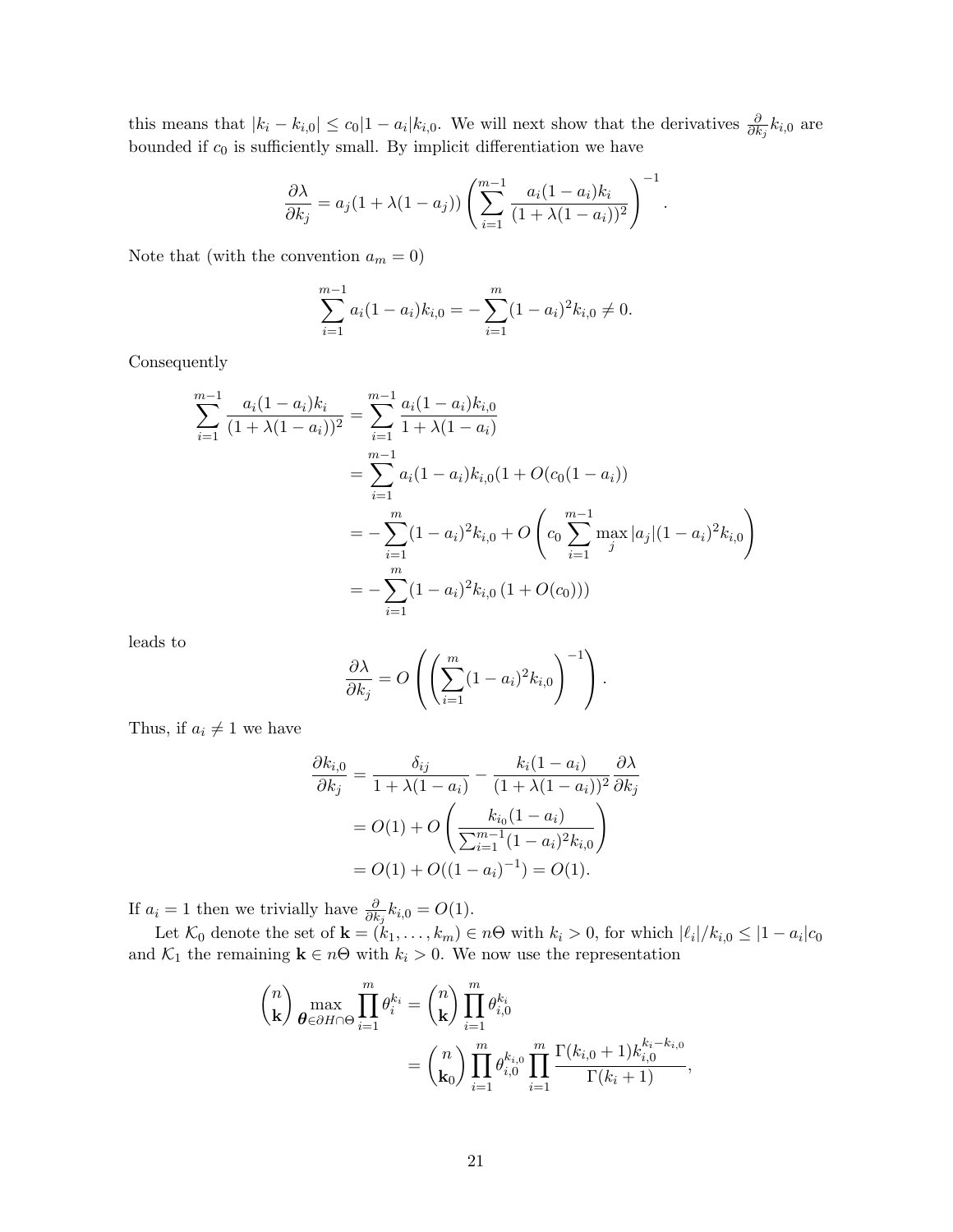this means that $|k_i - k_{i,0}| \le c_0|1-a_i|k_{i,0}$. We will next show that the derivatives $\frac{\partial}{\partial k_j} k_{i,0}$ are bounded if $c_0$ is sufficiently small. By implicit differentiation we have

$$\frac{\partial \lambda}{\partial k_j} = a_j(1+\lambda(1-a_j)) \left( \sum_{i=1}^{m-1} \frac{a_i(1-a_i)k_i}{(1+\lambda(1-a_i))^2} \right)^{-1}.$$

Note that (with the convention $a_m = 0$)

$$\sum_{i=1}^{m-1} a_i(1-a_i)k_{i,0} = -\sum_{i=1}^{m} (1-a_i)^2 k_{i,0} \neq 0.$$

Consequently

$$\begin{aligned}
\sum_{i=1}^{m-1} \frac{a_i(1-a_i)k_i}{(1+\lambda(1-a_i))^2} &= \sum_{i=1}^{m-1} \frac{a_i(1-a_i)k_{i,0}}{1+\lambda(1-a_i)} \\
&= \sum_{i=1}^{m-1} a_i(1-a_i)k_{i,0}(1+O(c_0(1-a_i)) \\
&= -\sum_{i=1}^{m} (1-a_i)^2 k_{i,0} + O\left( c_0 \sum_{i=1}^{m-1} \max_j |a_j| (1-a_i)^2 k_{i,0} \right) \\
&= -\sum_{i=1}^{m} (1-a_i)^2 k_{i,0} \left(1+O(c_0)\right))
\end{aligned}$$

leads to

$$\frac{\partial \lambda}{\partial k_j} = O\left( \left( \sum_{i=1}^{m} (1-a_i)^2 k_{i,0} \right)^{-1} \right).$$

Thus, if $a_i \neq 1$ we have

$$\begin{aligned}
\frac{\partial k_{i,0}}{\partial k_j} &= \frac{\delta_{ij}}{1+\lambda(1-a_i)} - \frac{k_i(1-a_i)}{(1+\lambda(1-a_i))^2} \frac{\partial \lambda}{\partial k_j} \\
&= O(1) + O\left( \frac{k_{i_0}(1-a_i)}{\sum_{i=1}^{m-1} (1-a_i)^2 k_{i,0}} \right) \\
&= O(1) + O((1-a_i)^{-1}) = O(1).
\end{aligned}$$

If $a_i = 1$ then we trivially have $\frac{\partial}{\partial k_j} k_{i,0} = O(1)$.

Let $\mathcal{K}_0$ denote the set of $\mathbf{k} = (k_1, \ldots, k_m) \in n\Theta$ with $k_i > 0$, for which $|\ell_i|/k_{i,0} \le |1-a_i|c_0$ and $\mathcal{K}_1$ the remaining $\mathbf{k} \in n\Theta$ with $k_i > 0$. We now use the representation

$$\begin{aligned}
\binom{n}{\mathbf{k}} \max_{\boldsymbol{\theta} \in \partial H \cap \Theta} \prod_{i=1}^{m} \theta_i^{k_i} &= \binom{n}{\mathbf{k}} \prod_{i=1}^{m} \theta_{i,0}^{k_i} \\
&= \binom{n}{\mathbf{k}_0} \prod_{i=1}^{m} \theta_{i,0}^{k_{i,0}} \prod_{i=1}^{m} \frac{\Gamma(k_{i,0}+1) k_{i,0}^{k_i - k_{i,0}}}{\Gamma(k_i+1)},
\end{aligned}$$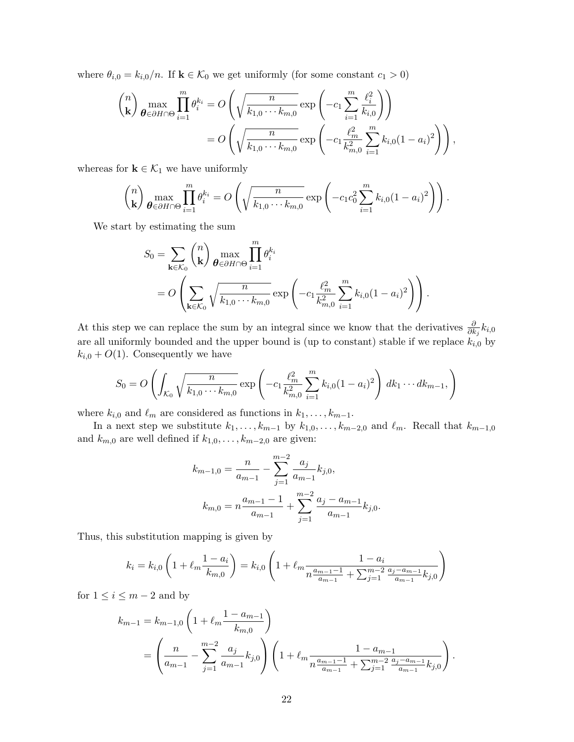where $\theta_{i,0} = k_{i,0}/n$. If $\mathbf{k} \in \mathcal{K}_0$ we get uniformly (for some constant $c_1 > 0$)

$$
\begin{aligned}
\binom{n}{\mathbf{k}} \max_{\boldsymbol{\theta} \in \partial H \cap \Theta} \prod_{i=1}^m \theta_i^{k_i} &= O\left( \sqrt{\frac{n}{k_{1,0} \cdots k_{m,0}}} \exp\left( -c_1 \sum_{i=1}^m \frac{\ell_i^2}{k_{i,0}} \right) \right) \\
&= O\left( \sqrt{\frac{n}{k_{1,0} \cdots k_{m,0}}} \exp\left( -c_1 \frac{\ell_m^2}{k_{m,0}^2} \sum_{i=1}^m k_{i,0}(1-a_i)^2 \right) \right),
\end{aligned}
$$

whereas for $\mathbf{k} \in \mathcal{K}_1$ we have uniformly

$$
\binom{n}{\mathbf{k}} \max_{\boldsymbol{\theta} \in \partial H \cap \Theta} \prod_{i=1}^m \theta_i^{k_i} = O\left( \sqrt{\frac{n}{k_{1,0} \cdots k_{m,0}}} \exp\left( -c_1 c_0^2 \sum_{i=1}^m k_{i,0}(1-a_i)^2 \right) \right).
$$

We start by estimating the sum

$$
\begin{aligned}
S_0 &= \sum_{\mathbf{k} \in \mathcal{K}_0} \binom{n}{\mathbf{k}} \max_{\boldsymbol{\theta} \in \partial H \cap \Theta} \prod_{i=1}^m \theta_i^{k_i} \\
&= O\left( \sum_{\mathbf{k} \in \mathcal{K}_0} \sqrt{\frac{n}{k_{1,0} \cdots k_{m,0}}} \exp\left( -c_1 \frac{\ell_m^2}{k_{m,0}^2} \sum_{i=1}^m k_{i,0}(1-a_i)^2 \right) \right).
\end{aligned}
$$

At this step we can replace the sum by an integral since we know that the derivatives $\frac{\partial}{\partial k_j} k_{i,0}$ are all uniformly bounded and the upper bound is (up to constant) stable if we replace $k_{i,0}$ by $k_{i,0} + O(1)$. Consequently we have

$$
S_0 = O\left( \int_{\mathcal{K}_0} \sqrt{\frac{n}{k_{1,0} \cdots k_{m,0}}} \exp\left( -c_1 \frac{\ell_m^2}{k_{m,0}^2} \sum_{i=1}^m k_{i,0}(1-a_i)^2 \right) dk_1 \cdots dk_{m-1}, \right)
$$

where $k_{i,0}$ and $\ell_m$ are considered as functions in $k_1, \ldots, k_{m-1}$.

In a next step we substitute $k_1, \ldots, k_{m-1}$ by $k_{1,0}, \ldots, k_{m-2,0}$ and $\ell_m$. Recall that $k_{m-1,0}$ and $k_{m,0}$ are well defined if $k_{1,0}, \ldots, k_{m-2,0}$ are given:

$$
\begin{aligned}
k_{m-1,0} &= \frac{n}{a_{m-1}} - \sum_{j=1}^{m-2} \frac{a_j}{a_{m-1}} k_{j,0}, \\
k_{m,0} &= n\frac{a_{m-1} - 1}{a_{m-1}} + \sum_{j=1}^{m-2} \frac{a_j - a_{m-1}}{a_{m-1}} k_{j,0}.
\end{aligned}
$$

Thus, this substitution mapping is given by

$$
k_i = k_{i,0}\left(1 + \ell_m \frac{1-a_i}{k_{m,0}}\right) = k_{i,0}\left(1 + \ell_m \frac{1-a_i}{n\frac{a_{m-1}-1}{a_{m-1}} + \sum_{j=1}^{m-2} \frac{a_j - a_{m-1}}{a_{m-1}} k_{j,0}}\right)
$$

for $1 \le i \le m-2$ and by

$$
\begin{aligned}
k_{m-1} &= k_{m-1,0}\left(1 + \ell_m \frac{1-a_{m-1}}{k_{m,0}}\right) \\
&= \left(\frac{n}{a_{m-1}} - \sum_{j=1}^{m-2} \frac{a_j}{a_{m-1}} k_{j,0}\right)\left(1 + \ell_m \frac{1-a_{m-1}}{n\frac{a_{m-1}-1}{a_{m-1}} + \sum_{j=1}^{m-2} \frac{a_j - a_{m-1}}{a_{m-1}} k_{j,0}}\right).
\end{aligned}
$$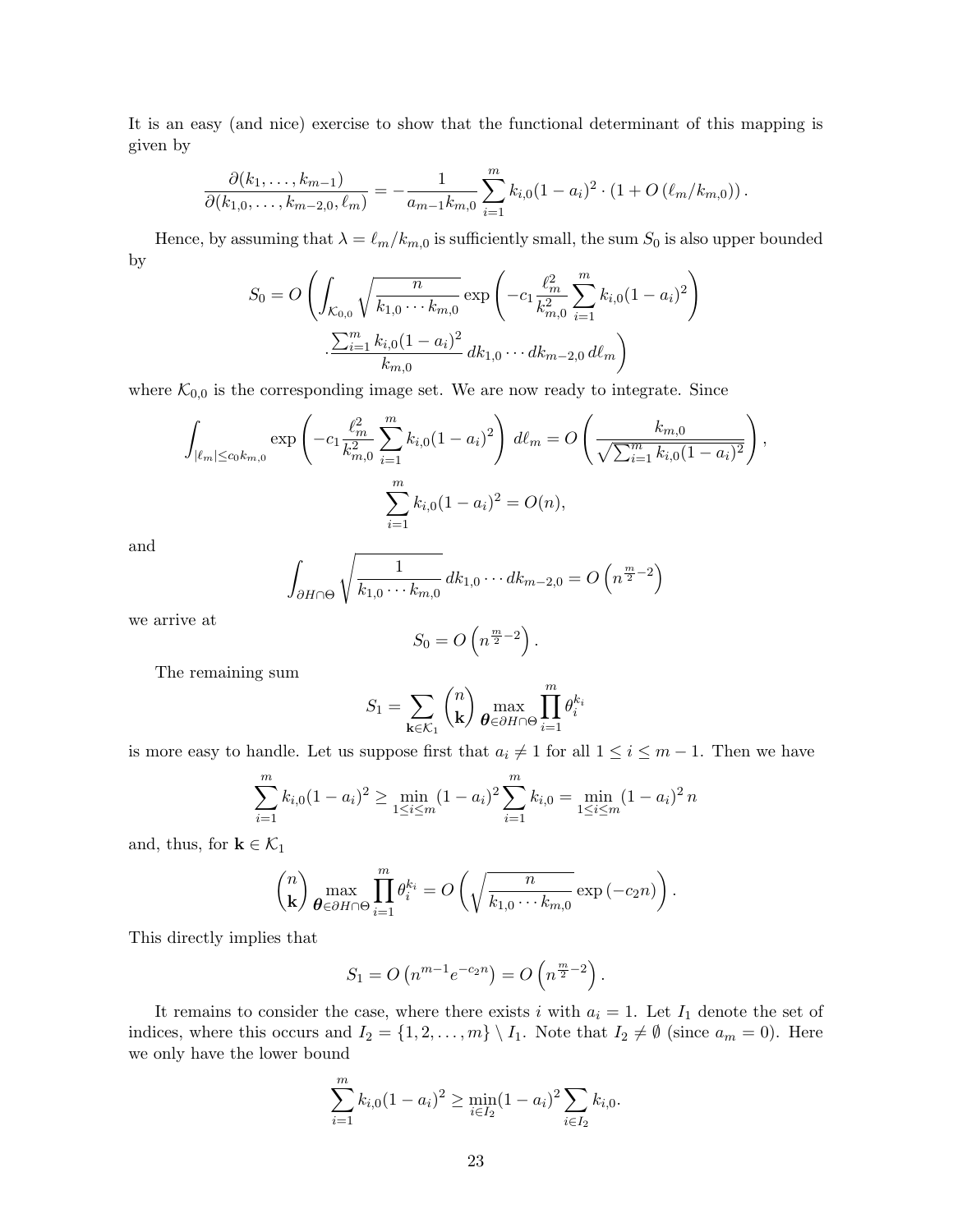It is an easy (and nice) exercise to show that the functional determinant of this mapping is given by

$$\frac{\partial(k_1,\ldots,k_{m-1})}{\partial(k_{1,0},\ldots,k_{m-2,0},\ell_m)} = -\frac{1}{a_{m-1}k_{m,0}}\sum_{i=1}^m k_{i,0}(1-a_i)^2 \cdot \left(1+O\left(\ell_m/k_{m,0}\right)\right).$$

Hence, by assuming that $\lambda = \ell_m/k_{m,0}$ is sufficiently small, the sum $S_0$ is also upper bounded by

$$S_0 = O\left(\int_{\mathcal{K}_{0,0}} \sqrt{\frac{n}{k_{1,0}\cdots k_{m,0}}}\exp\left(-c_1\frac{\ell_m^2}{k_{m,0}^2}\sum_{i=1}^m k_{i,0}(1-a_i)^2\right) \cdot \frac{\sum_{i=1}^m k_{i,0}(1-a_i)^2}{k_{m,0}}\,dk_{1,0}\cdots dk_{m-2,0}\,d\ell_m\right)$$

where $\mathcal{K}_{0,0}$ is the corresponding image set. We are now ready to integrate. Since

$$\int_{|\ell_m|\le c_0 k_{m,0}} \exp\left(-c_1\frac{\ell_m^2}{k_{m,0}^2}\sum_{i=1}^m k_{i,0}(1-a_i)^2\right)\,d\ell_m = O\left(\frac{k_{m,0}}{\sqrt{\sum_{i=1}^m k_{i,0}(1-a_i)^2}}\right),$$

$$\sum_{i=1}^m k_{i,0}(1-a_i)^2 = O(n),$$

and

$$\int_{\partial H\cap\Theta}\sqrt{\frac{1}{k_{1,0}\cdots k_{m,0}}}\,dk_{1,0}\cdots dk_{m-2,0} = O\left(n^{\frac{m}{2}-2}\right)$$

we arrive at

$$S_0 = O\left(n^{\frac{m}{2}-2}\right).$$

The remaining sum

$$S_1 = \sum_{\mathbf{k}\in\mathcal{K}_1}\binom{n}{\mathbf{k}}\max_{\boldsymbol{\theta}\in\partial H\cap\Theta}\prod_{i=1}^m \theta_i^{k_i}$$

is more easy to handle. Let us suppose first that $a_i \ne 1$ for all $1\le i\le m-1$. Then we have

$$\sum_{i=1}^m k_{i,0}(1-a_i)^2 \ge \min_{1\le i\le m}(1-a_i)^2\sum_{i=1}^m k_{i,0} = \min_{1\le i\le m}(1-a_i)^2\, n$$

and, thus, for $\mathbf{k}\in\mathcal{K}_1$

$$\binom{n}{\mathbf{k}}\max_{\boldsymbol{\theta}\in\partial H\cap\Theta}\prod_{i=1}^m\theta_i^{k_i} = O\left(\sqrt{\frac{n}{k_{1,0}\cdots k_{m,0}}}\exp\left(-c_2 n\right)\right).$$

This directly implies that

$$S_1 = O\left(n^{m-1}e^{-c_2 n}\right) = O\left(n^{\frac{m}{2}-2}\right).$$

It remains to consider the case, where there exists $i$ with $a_i = 1$. Let $I_1$ denote the set of indices, where this occurs and $I_2 = \{1,2,\ldots,m\}\setminus I_1$. Note that $I_2 \ne \emptyset$ (since $a_m = 0$). Here we only have the lower bound

$$\sum_{i=1}^m k_{i,0}(1-a_i)^2 \ge \min_{i\in I_2}(1-a_i)^2\sum_{i\in I_2}k_{i,0}.$$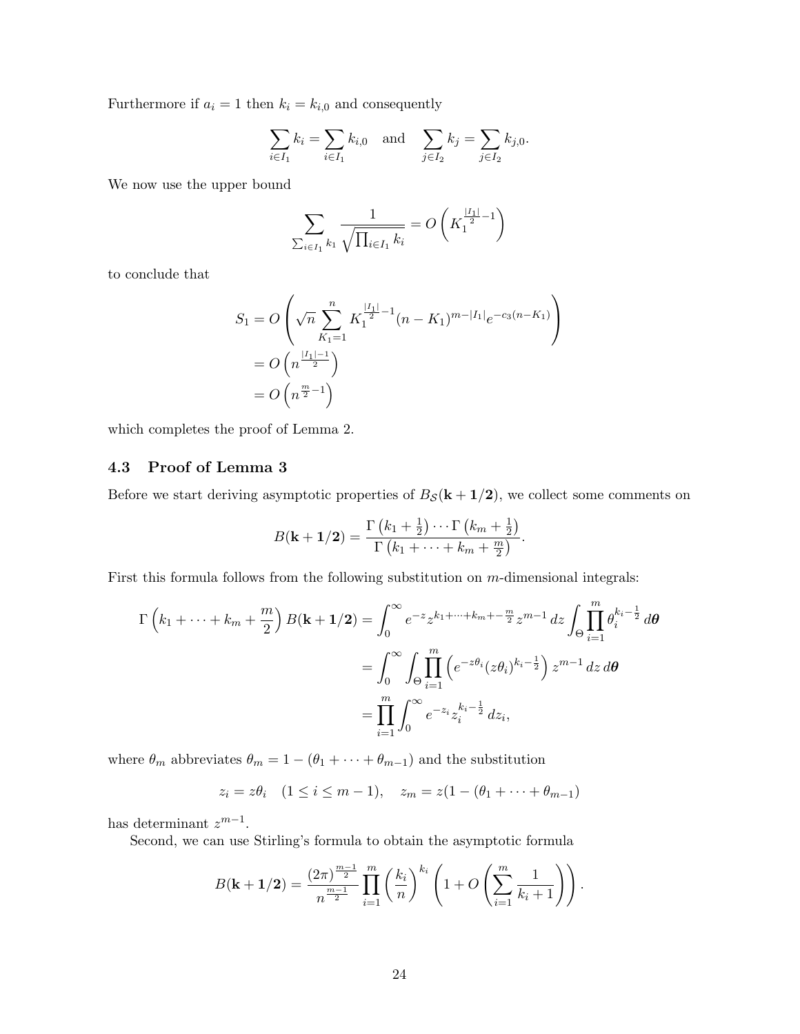Furthermore if $a_i = 1$ then $k_i = k_{i,0}$ and consequently

$$\sum_{i \in I_1} k_i = \sum_{i \in I_1} k_{i,0} \quad \text{and} \quad \sum_{j \in I_2} k_j = \sum_{j \in I_2} k_{j,0}.$$

We now use the upper bound

$$\sum_{\sum_{i \in I_1} k_1} \frac{1}{\sqrt{\prod_{i \in I_1} k_i}} = O\left( K_1^{\frac{|I_1|}{2} - 1} \right)$$

to conclude that

$$\begin{aligned}
S_1 &= O\left( \sqrt{n} \sum_{K_1 = 1}^{n} K_1^{\frac{|I_1|}{2} - 1} (n - K_1)^{m - |I_1|} e^{-c_3 (n - K_1)} \right) \\
&= O\left( n^{\frac{|I_1| - 1}{2}} \right) \\
&= O\left( n^{\frac{m}{2} - 1} \right)
\end{aligned}$$

which completes the proof of Lemma 2.

### 4.3 Proof of Lemma 3

Before we start deriving asymptotic properties of $B_{\mathcal{S}}(\mathbf{k} + \mathbf{1/2})$, we collect some comments on

$$B(\mathbf{k} + \mathbf{1/2}) = \frac{\Gamma\left(k_1 + \frac{1}{2}\right) \cdots \Gamma\left(k_m + \frac{1}{2}\right)}{\Gamma\left(k_1 + \cdots + k_m + \frac{m}{2}\right)}.$$

First this formula follows from the following substitution on $m$-dimensional integrals:

$$\begin{aligned}
\Gamma\left(k_1 + \cdots + k_m + \frac{m}{2}\right) B(\mathbf{k} + \mathbf{1/2}) &= \int_0^\infty e^{-z} z^{k_1 + \cdots + k_m + - \frac{m}{2}} z^{m-1} \, dz \int_\Theta \prod_{i=1}^{m} \theta_i^{k_i - \frac{1}{2}} \, d\boldsymbol{\theta} \\
&= \int_0^\infty \int_\Theta \prod_{i=1}^{m} \left( e^{-z\theta_i} (z\theta_i)^{k_i - \frac{1}{2}} \right) z^{m-1} \, dz \, d\boldsymbol{\theta} \\
&= \prod_{i=1}^{m} \int_0^\infty e^{-z_i} z_i^{k_i - \frac{1}{2}} \, dz_i,
\end{aligned}$$

where $\theta_m$ abbreviates $\theta_m = 1 - (\theta_1 + \cdots + \theta_{m-1})$ and the substitution

$$z_i = z\theta_i \quad (1 \le i \le m-1), \quad z_m = z(1 - (\theta_1 + \cdots + \theta_{m-1})$$

has determinant $z^{m-1}$.

Second, we can use Stirling's formula to obtain the asymptotic formula

$$B(\mathbf{k} + \mathbf{1/2}) = \frac{(2\pi)^{\frac{m-1}{2}}}{n^{\frac{m-1}{2}}} \prod_{i=1}^{m} \left( \frac{k_i}{n} \right)^{k_i} \left( 1 + O\left( \sum_{i=1}^{m} \frac{1}{k_i + 1} \right) \right).$$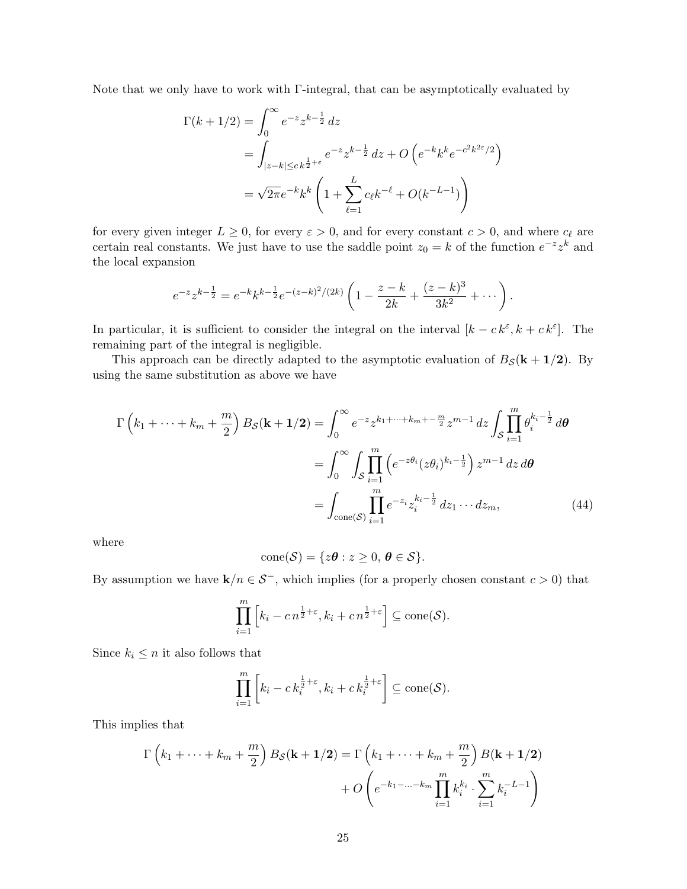Note that we only have to work with Γ-integral, that can be asymptotically evaluated by

$$
\begin{aligned}
\Gamma(k+1/2) &= \int_0^\infty e^{-z} z^{k-\frac{1}{2}}\, dz \\
&= \int_{|z-k|\le c\, k^{\frac{1}{2}+\varepsilon}} e^{-z} z^{k-\frac{1}{2}}\, dz + O\left(e^{-k}k^k e^{-c^2 k^{2\varepsilon}/2}\right) \\
&= \sqrt{2\pi} e^{-k} k^k \left(1 + \sum_{\ell=1}^{L} c_\ell k^{-\ell} + O(k^{-L-1})\right)
\end{aligned}
$$

for every given integer $L \ge 0$, for every $\varepsilon > 0$, and for every constant $c > 0$, and where $c_\ell$ are certain real constants. We just have to use the saddle point $z_0 = k$ of the function $e^{-z}z^k$ and the local expansion

$$
e^{-z} z^{k-\frac{1}{2}} = e^{-k} k^{k-\frac{1}{2}} e^{-(z-k)^2/(2k)} \left(1 - \frac{z-k}{2k} + \frac{(z-k)^3}{3k^2} + \cdots\right).
$$

In particular, it is sufficient to consider the integral on the interval $[k - c\, k^\varepsilon, k + c\, k^\varepsilon]$. The remaining part of the integral is negligible.

This approach can be directly adapted to the asymptotic evaluation of $B_{\mathcal{S}}(\mathbf{k}+\mathbf{1/2})$. By using the same substitution as above we have

$$
\begin{aligned}
\Gamma\left(k_1 + \cdots + k_m + \frac{m}{2}\right) B_{\mathcal{S}}(\mathbf{k}+\mathbf{1/2}) &= \int_0^\infty e^{-z} z^{k_1+\cdots+k_m+-\frac{m}{2}} z^{m-1}\, dz \int_{\mathcal{S}} \prod_{i=1}^m \theta_i^{k_i - \frac{1}{2}}\, d\boldsymbol{\theta} \\
&= \int_0^\infty \int_{\mathcal{S}} \prod_{i=1}^m \left(e^{-z\theta_i}(z\theta_i)^{k_i-\frac{1}{2}}\right) z^{m-1}\, dz\, d\boldsymbol{\theta} \\
&= \int_{\mathrm{cone}(\mathcal{S})} \prod_{i=1}^m e^{-z_i} z_i^{k_i-\frac{1}{2}}\, dz_1 \cdots dz_m, \qquad (44)
\end{aligned}
$$

where

$$
\mathrm{cone}(\mathcal{S}) = \{z\boldsymbol{\theta} : z \ge 0,\, \boldsymbol{\theta} \in \mathcal{S}\}.
$$

By assumption we have $\mathbf{k}/n \in \mathcal{S}^-$, which implies (for a properly chosen constant $c > 0$) that

$$
\prod_{i=1}^m \left[k_i - c\, n^{\frac{1}{2}+\varepsilon}, k_i + c\, n^{\frac{1}{2}+\varepsilon}\right] \subseteq \mathrm{cone}(\mathcal{S}).
$$

Since $k_i \le n$ it also follows that

$$
\prod_{i=1}^m \left[k_i - c\, k_i^{\frac{1}{2}+\varepsilon}, k_i + c\, k_i^{\frac{1}{2}+\varepsilon}\right] \subseteq \mathrm{cone}(\mathcal{S}).
$$

This implies that

$$
\begin{aligned}
\Gamma\left(k_1 + \cdots + k_m + \frac{m}{2}\right) B_{\mathcal{S}}(\mathbf{k}+\mathbf{1/2}) &= \Gamma\left(k_1 + \cdots + k_m + \frac{m}{2}\right) B(\mathbf{k}+\mathbf{1/2}) \\
&\quad + O\left(e^{-k_1-\ldots-k_m} \prod_{i=1}^m k_i^{k_i} \cdot \sum_{i=1}^m k_i^{-L-1}\right)
\end{aligned}
$$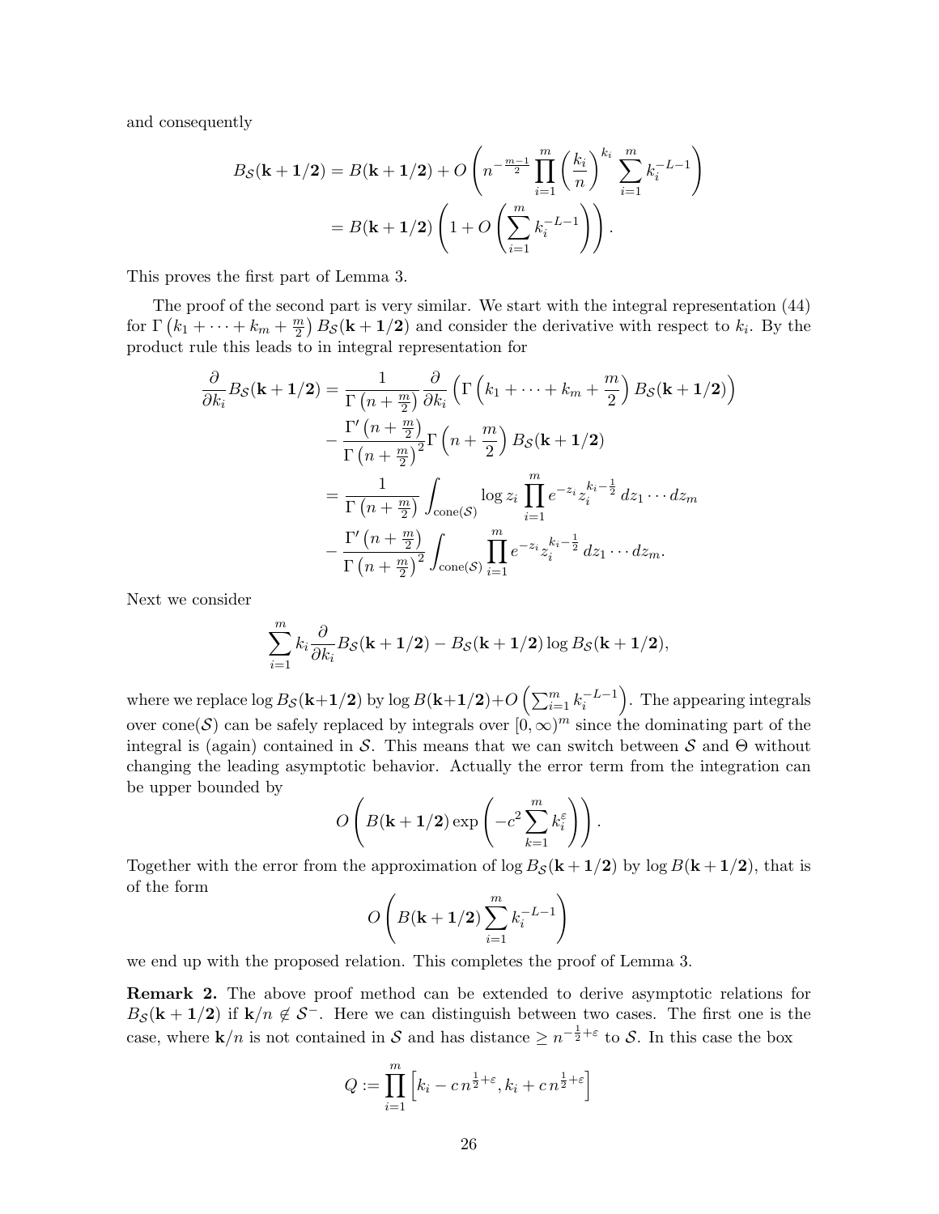and consequently

$$
\begin{aligned}
B_{\mathcal{S}}(\mathbf{k}+\mathbf{1/2}) &= B(\mathbf{k}+\mathbf{1/2}) + O\left( n^{-\frac{m-1}{2}} \prod_{i=1}^m \left(\frac{k_i}{n}\right)^{k_i} \sum_{i=1}^m k_i^{-L-1} \right) \\
&= B(\mathbf{k}+\mathbf{1/2}) \left( 1 + O\left( \sum_{i=1}^m k_i^{-L-1} \right) \right).
\end{aligned}
$$

This proves the first part of Lemma 3.

The proof of the second part is very similar. We start with the integral representation (44) for $\Gamma\left(k_1 + \cdots + k_m + \frac{m}{2}\right) B_{\mathcal{S}}(\mathbf{k}+\mathbf{1/2})$ and consider the derivative with respect to $k_i$. By the product rule this leads to in integral representation for

$$
\begin{aligned}
\frac{\partial}{\partial k_i} B_{\mathcal{S}}(\mathbf{k}+\mathbf{1/2}) &= \frac{1}{\Gamma\left(n+\frac{m}{2}\right)} \frac{\partial}{\partial k_i} \left( \Gamma\left(k_1 + \cdots + k_m + \frac{m}{2}\right) B_{\mathcal{S}}(\mathbf{k}+\mathbf{1/2}) \right) \\
&\quad - \frac{\Gamma'\left(n+\frac{m}{2}\right)}{\Gamma\left(n+\frac{m}{2}\right)^2} \Gamma\left(n+\frac{m}{2}\right) B_{\mathcal{S}}(\mathbf{k}+\mathbf{1/2}) \\
&= \frac{1}{\Gamma\left(n+\frac{m}{2}\right)} \int_{\mathrm{cone}(\mathcal{S})} \log z_i \prod_{i=1}^m e^{-z_i} z_i^{k_i - \frac{1}{2}} \, dz_1 \cdots dz_m \\
&\quad - \frac{\Gamma'\left(n+\frac{m}{2}\right)}{\Gamma\left(n+\frac{m}{2}\right)^2} \int_{\mathrm{cone}(\mathcal{S})} \prod_{i=1}^m e^{-z_i} z_i^{k_i - \frac{1}{2}} \, dz_1 \cdots dz_m.
\end{aligned}
$$

Next we consider

$$
\sum_{i=1}^m k_i \frac{\partial}{\partial k_i} B_{\mathcal{S}}(\mathbf{k}+\mathbf{1/2}) - B_{\mathcal{S}}(\mathbf{k}+\mathbf{1/2}) \log B_{\mathcal{S}}(\mathbf{k}+\mathbf{1/2}),
$$

where we replace $\log B_{\mathcal{S}}(\mathbf{k}+\mathbf{1/2})$ by $\log B(\mathbf{k}+\mathbf{1/2}) + O\left(\sum_{i=1}^m k_i^{-L-1}\right)$. The appearing integrals over $\mathrm{cone}(\mathcal{S})$ can be safely replaced by integrals over $[0,\infty)^m$ since the dominating part of the integral is (again) contained in $\mathcal{S}$. This means that we can switch between $\mathcal{S}$ and $\Theta$ without changing the leading asymptotic behavior. Actually the error term from the integration can be upper bounded by

$$
O\left( B(\mathbf{k}+\mathbf{1/2}) \exp\left( -c^2 \sum_{k=1}^m k_i^{\varepsilon} \right) \right).
$$

Together with the error from the approximation of $\log B_{\mathcal{S}}(\mathbf{k}+\mathbf{1/2})$ by $\log B(\mathbf{k}+\mathbf{1/2})$, that is of the form

$$
O\left( B(\mathbf{k}+\mathbf{1/2}) \sum_{i=1}^m k_i^{-L-1} \right)
$$

we end up with the proposed relation. This completes the proof of Lemma 3.

**Remark 2.** The above proof method can be extended to derive asymptotic relations for $B_{\mathcal{S}}(\mathbf{k}+\mathbf{1/2})$ if $\mathbf{k}/n \notin \mathcal{S}^-$. Here we can distinguish between two cases. The first one is the case, where $\mathbf{k}/n$ is not contained in $\mathcal{S}$ and has distance $\ge n^{-\frac{1}{2}+\varepsilon}$ to $\mathcal{S}$. In this case the box

$$
Q := \prod_{i=1}^m \left[ k_i - c\, n^{\frac{1}{2}+\varepsilon}, k_i + c\, n^{\frac{1}{2}+\varepsilon} \right]
$$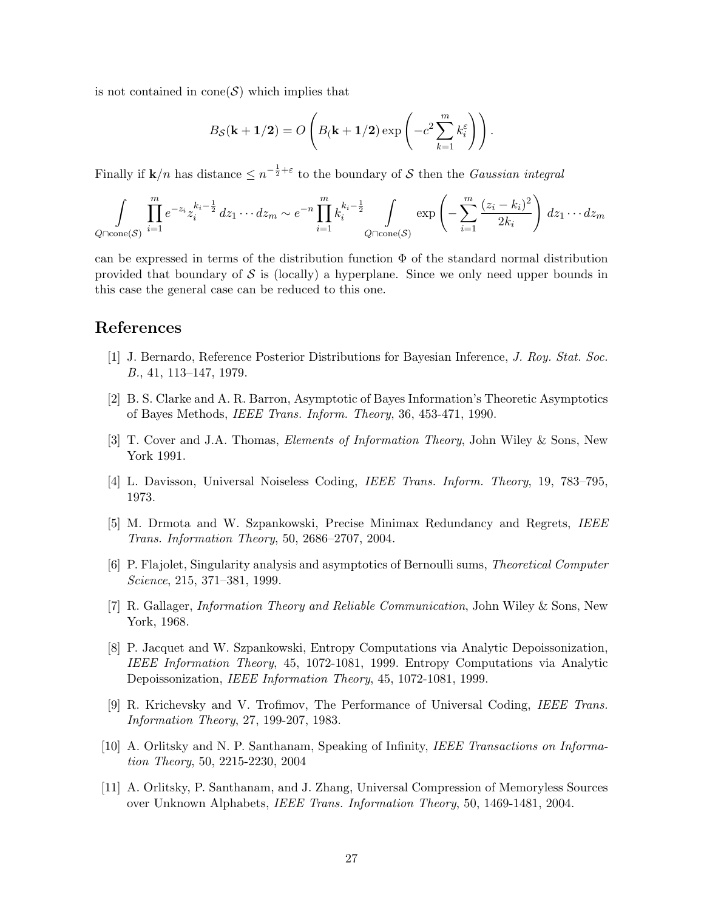is not contained in cone($\mathcal{S}$) which implies that

$$B_{\mathcal{S}}(\mathbf{k}+\mathbf{1/2}) = O\left(B_(\mathbf{k}+\mathbf{1/2}) \exp\left(-c^2 \sum_{k=1}^{m} k_i^{\varepsilon}\right)\right).$$

Finally if $\mathbf{k}/n$ has distance $\le n^{-\frac{1}{2}+\varepsilon}$ to the boundary of $\mathcal{S}$ then the *Gaussian integral*

$$\int\limits_{Q\cap \mathrm{cone}(\mathcal{S})} \prod_{i=1}^{m} e^{-z_i} z_i^{k_i-\frac{1}{2}}\, dz_1 \cdots dz_m \sim e^{-n} \prod_{i=1}^{m} k_i^{k_i-\frac{1}{2}} \int\limits_{Q\cap \mathrm{cone}(\mathcal{S})} \exp\left(-\sum_{i=1}^{m} \frac{(z_i-k_i)^2}{2k_i}\right)\, dz_1 \cdots dz_m$$

can be expressed in terms of the distribution function $\Phi$ of the standard normal distribution provided that boundary of $\mathcal{S}$ is (locally) a hyperplane. Since we only need upper bounds in this case the general case can be reduced to this one.

## References

[1] J. Bernardo, Reference Posterior Distributions for Bayesian Inference, *J. Roy. Stat. Soc. B.*, 41, 113–147, 1979.

[2] B. S. Clarke and A. R. Barron, Asymptotic of Bayes Information's Theoretic Asymptotics of Bayes Methods, *IEEE Trans. Inform. Theory*, 36, 453-471, 1990.

[3] T. Cover and J.A. Thomas, *Elements of Information Theory*, John Wiley & Sons, New York 1991.

[4] L. Davisson, Universal Noiseless Coding, *IEEE Trans. Inform. Theory*, 19, 783–795, 1973.

[5] M. Drmota and W. Szpankowski, Precise Minimax Redundancy and Regrets, *IEEE Trans. Information Theory*, 50, 2686–2707, 2004.

[6] P. Flajolet, Singularity analysis and asymptotics of Bernoulli sums, *Theoretical Computer Science*, 215, 371–381, 1999.

[7] R. Gallager, *Information Theory and Reliable Communication*, John Wiley & Sons, New York, 1968.

[8] P. Jacquet and W. Szpankowski, Entropy Computations via Analytic Depoissonization, *IEEE Information Theory*, 45, 1072-1081, 1999. Entropy Computations via Analytic Depoissonization, *IEEE Information Theory*, 45, 1072-1081, 1999.

[9] R. Krichevsky and V. Trofimov, The Performance of Universal Coding, *IEEE Trans. Information Theory*, 27, 199-207, 1983.

[10] A. Orlitsky and N. P. Santhanam, Speaking of Infinity, *IEEE Transactions on Information Theory*, 50, 2215-2230, 2004

[11] A. Orlitsky, P. Santhanam, and J. Zhang, Universal Compression of Memoryless Sources over Unknown Alphabets, *IEEE Trans. Information Theory*, 50, 1469-1481, 2004.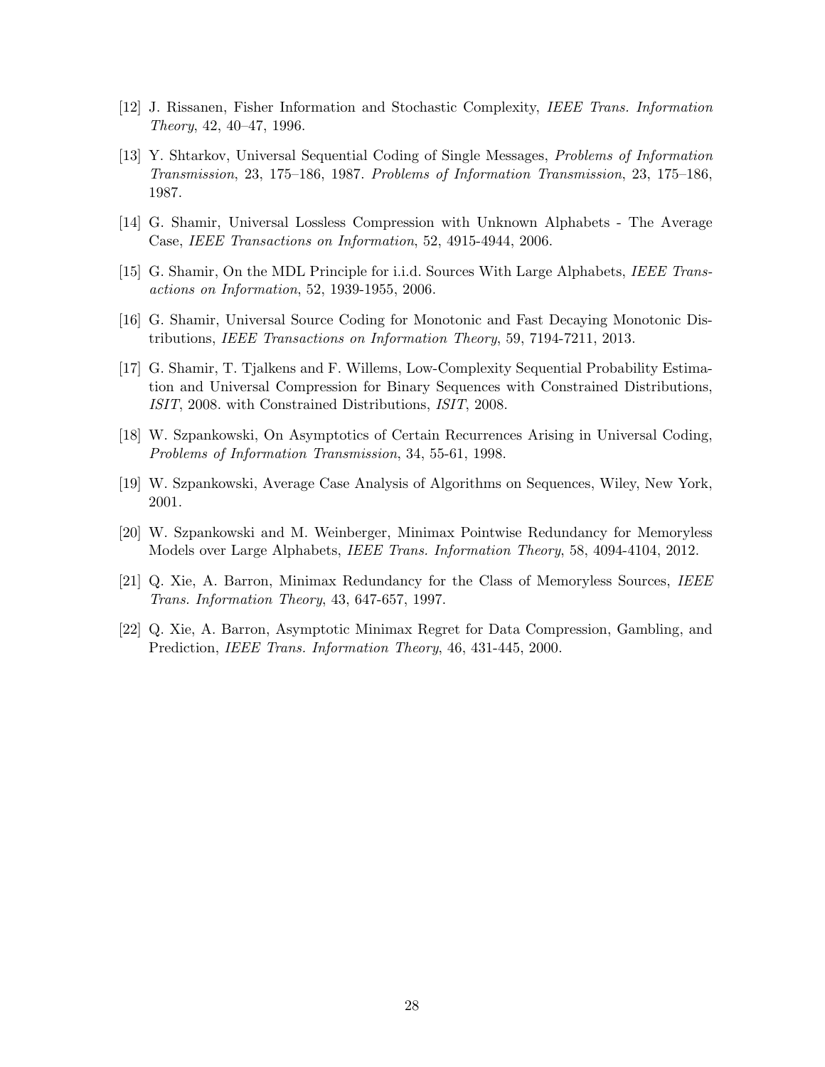[12] J. Rissanen, Fisher Information and Stochastic Complexity, *IEEE Trans. Information Theory*, 42, 40–47, 1996.

[13] Y. Shtarkov, Universal Sequential Coding of Single Messages, *Problems of Information Transmission*, 23, 175–186, 1987. *Problems of Information Transmission*, 23, 175–186, 1987.

[14] G. Shamir, Universal Lossless Compression with Unknown Alphabets - The Average Case, *IEEE Transactions on Information*, 52, 4915-4944, 2006.

[15] G. Shamir, On the MDL Principle for i.i.d. Sources With Large Alphabets, *IEEE Transactions on Information*, 52, 1939-1955, 2006.

[16] G. Shamir, Universal Source Coding for Monotonic and Fast Decaying Monotonic Distributions, *IEEE Transactions on Information Theory*, 59, 7194-7211, 2013.

[17] G. Shamir, T. Tjalkens and F. Willems, Low-Complexity Sequential Probability Estimation and Universal Compression for Binary Sequences with Constrained Distributions, *ISIT*, 2008. with Constrained Distributions, *ISIT*, 2008.

[18] W. Szpankowski, On Asymptotics of Certain Recurrences Arising in Universal Coding, *Problems of Information Transmission*, 34, 55-61, 1998.

[19] W. Szpankowski, Average Case Analysis of Algorithms on Sequences, Wiley, New York, 2001.

[20] W. Szpankowski and M. Weinberger, Minimax Pointwise Redundancy for Memoryless Models over Large Alphabets, *IEEE Trans. Information Theory*, 58, 4094-4104, 2012.

[21] Q. Xie, A. Barron, Minimax Redundancy for the Class of Memoryless Sources, *IEEE Trans. Information Theory*, 43, 647-657, 1997.

[22] Q. Xie, A. Barron, Asymptotic Minimax Regret for Data Compression, Gambling, and Prediction, *IEEE Trans. Information Theory*, 46, 431-445, 2000.